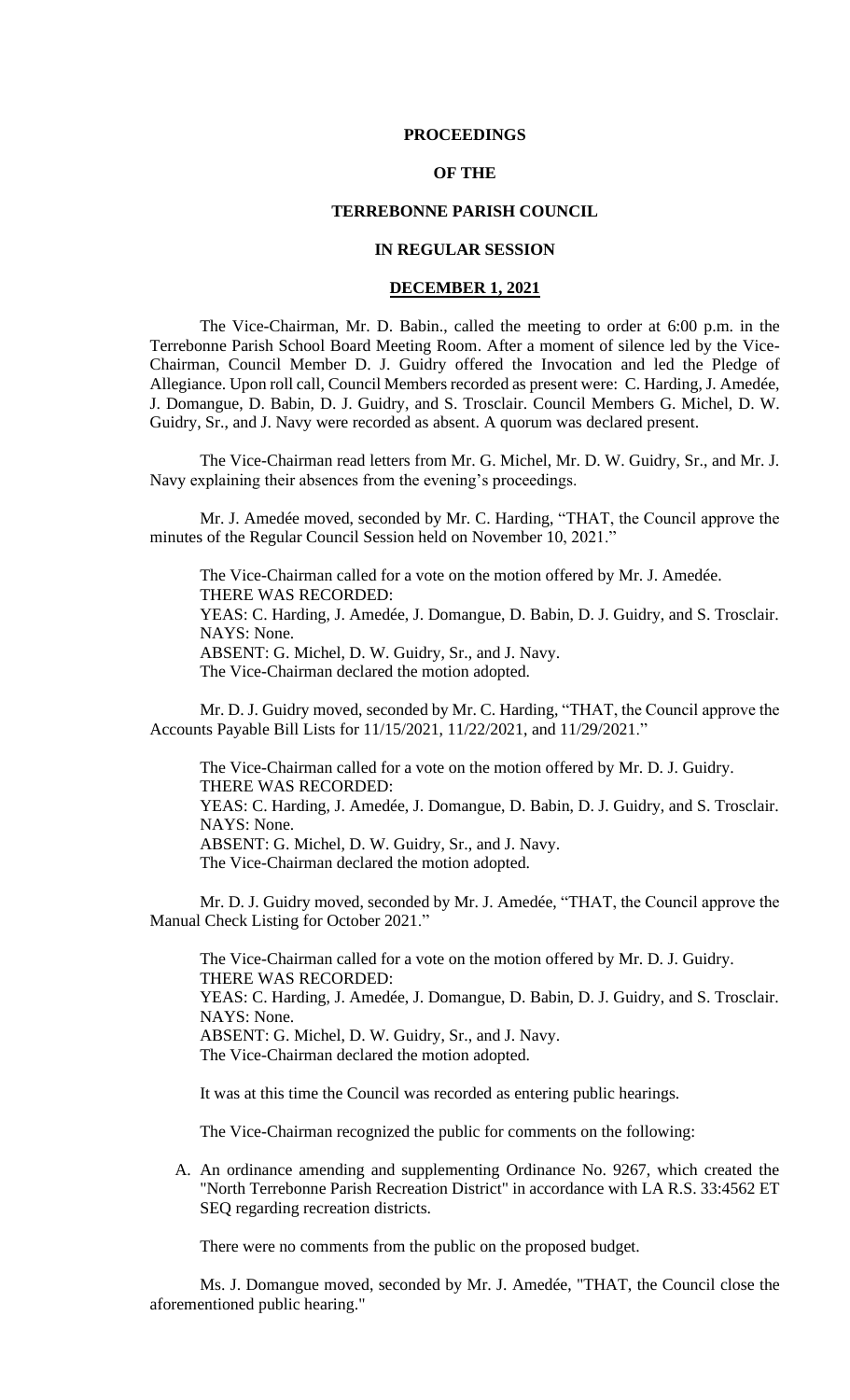**PROCEEDINGS**

**OF THE**

**TERREBONNE PARISH COUNCIL**

**IN REGULAR SESSION**

**DECEMBER 1, 2021**

The Vice-Chairman, Mr. D. Babin., called the meeting to order at 6:00 p.m. in the Terrebonne Parish School Board Meeting Room. After a moment of silence led by the Vice-Chairman, Council Member D. J. Guidry offered the Invocation and led the Pledge of Allegiance. Upon roll call, Council Members recorded as present were: C. Harding, J. Amedée, J. Domangue, D. Babin, D. J. Guidry, and S. Trosclair. Council Members G. Michel, D. W. Guidry, Sr., and J. Navy were recorded as absent. A quorum was declared present.

The Vice-Chairman read letters from Mr. G. Michel, Mr. D. W. Guidry, Sr., and Mr. J. Navy explaining their absences from the evening's proceedings.

Mr. J. Amedée moved, seconded by Mr. C. Harding, "THAT, the Council approve the minutes of the Regular Council Session held on November 10, 2021."

The Vice-Chairman called for a vote on the motion offered by Mr. J. Amedée.
THERE WAS RECORDED:
YEAS: C. Harding, J. Amedée, J. Domangue, D. Babin, D. J. Guidry, and S. Trosclair.
NAYS: None.
ABSENT: G. Michel, D. W. Guidry, Sr., and J. Navy.
The Vice-Chairman declared the motion adopted.

Mr. D. J. Guidry moved, seconded by Mr. C. Harding, "THAT, the Council approve the Accounts Payable Bill Lists for 11/15/2021, 11/22/2021, and 11/29/2021."

The Vice-Chairman called for a vote on the motion offered by Mr. D. J. Guidry.
THERE WAS RECORDED:
YEAS: C. Harding, J. Amedée, J. Domangue, D. Babin, D. J. Guidry, and S. Trosclair.
NAYS: None.
ABSENT: G. Michel, D. W. Guidry, Sr., and J. Navy.
The Vice-Chairman declared the motion adopted.

Mr. D. J. Guidry moved, seconded by Mr. J. Amedée, "THAT, the Council approve the Manual Check Listing for October 2021."

The Vice-Chairman called for a vote on the motion offered by Mr. D. J. Guidry.
THERE WAS RECORDED:
YEAS: C. Harding, J. Amedée, J. Domangue, D. Babin, D. J. Guidry, and S. Trosclair.
NAYS: None.
ABSENT: G. Michel, D. W. Guidry, Sr., and J. Navy.
The Vice-Chairman declared the motion adopted.

It was at this time the Council was recorded as entering public hearings.

The Vice-Chairman recognized the public for comments on the following:

A. An ordinance amending and supplementing Ordinance No. 9267, which created the "North Terrebonne Parish Recreation District" in accordance with LA R.S. 33:4562 ET SEQ regarding recreation districts.

There were no comments from the public on the proposed budget.

Ms. J. Domangue moved, seconded by Mr. J. Amedée, "THAT, the Council close the aforementioned public hearing."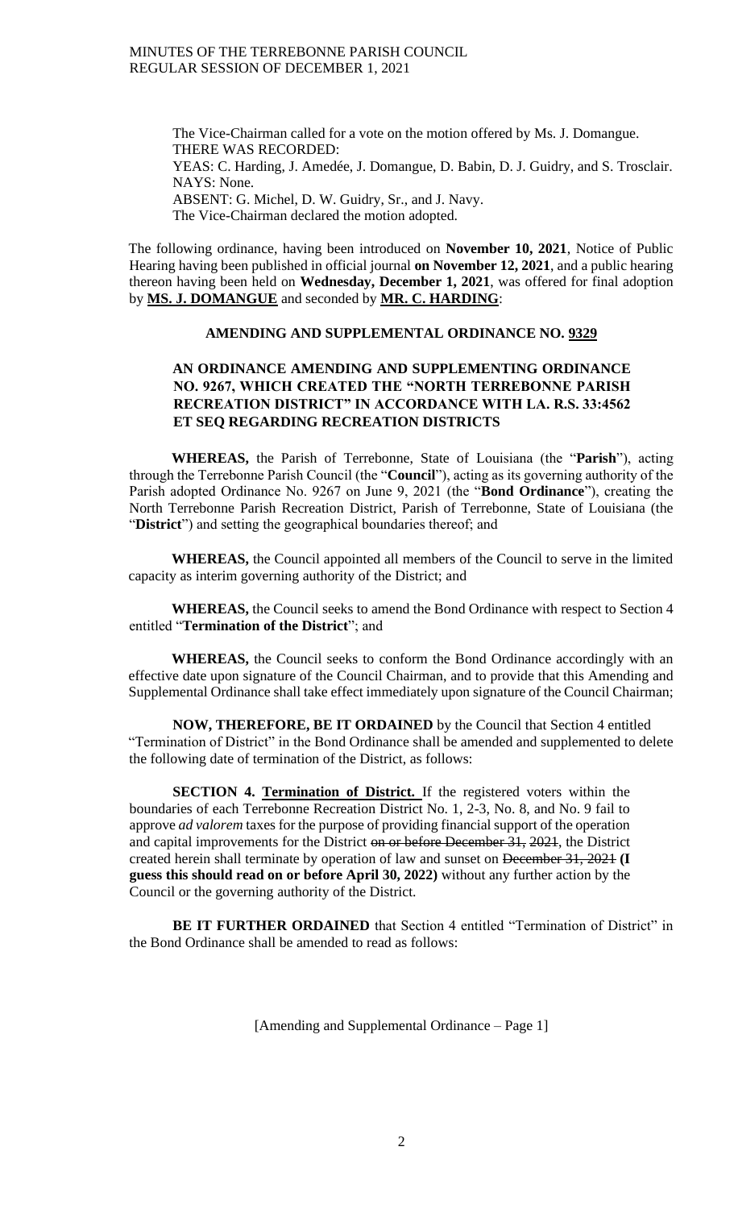The Vice-Chairman called for a vote on the motion offered by Ms. J. Domangue.
THERE WAS RECORDED:
YEAS: C. Harding, J. Amedée, J. Domangue, D. Babin, D. J. Guidry, and S. Trosclair.
NAYS: None.
ABSENT: G. Michel, D. W. Guidry, Sr., and J. Navy.
The Vice-Chairman declared the motion adopted.

The following ordinance, having been introduced on **November 10, 2021**, Notice of Public Hearing having been published in official journal **on November 12, 2021**, and a public hearing thereon having been held on **Wednesday, December 1, 2021**, was offered for final adoption by **MS. J. DOMANGUE** and seconded by **MR. C. HARDING**:

**AMENDING AND SUPPLEMENTAL ORDINANCE NO. 9329**

**AN ORDINANCE AMENDING AND SUPPLEMENTING ORDINANCE NO. 9267, WHICH CREATED THE "NORTH TERREBONNE PARISH RECREATION DISTRICT" IN ACCORDANCE WITH LA. R.S. 33:4562 ET SEQ REGARDING RECREATION DISTRICTS**

**WHEREAS,** the Parish of Terrebonne, State of Louisiana (the "**Parish**"), acting through the Terrebonne Parish Council (the "**Council**"), acting as its governing authority of the Parish adopted Ordinance No. 9267 on June 9, 2021 (the "**Bond Ordinance**"), creating the North Terrebonne Parish Recreation District, Parish of Terrebonne, State of Louisiana (the "**District**") and setting the geographical boundaries thereof; and

**WHEREAS,** the Council appointed all members of the Council to serve in the limited capacity as interim governing authority of the District; and

**WHEREAS,** the Council seeks to amend the Bond Ordinance with respect to Section 4 entitled "**Termination of the District**"; and

**WHEREAS,** the Council seeks to conform the Bond Ordinance accordingly with an effective date upon signature of the Council Chairman, and to provide that this Amending and Supplemental Ordinance shall take effect immediately upon signature of the Council Chairman;

**NOW, THEREFORE, BE IT ORDAINED** by the Council that Section 4 entitled "Termination of District" in the Bond Ordinance shall be amended and supplemented to delete the following date of termination of the District, as follows:

**SECTION 4. Termination of District.** If the registered voters within the boundaries of each Terrebonne Recreation District No. 1, 2-3, No. 8, and No. 9 fail to approve *ad valorem* taxes for the purpose of providing financial support of the operation and capital improvements for the District ~~on or before December 31, 2021~~, the District created herein shall terminate by operation of law and sunset on ~~December 31, 2021~~ **(I guess this should read on or before April 30, 2022)** without any further action by the Council or the governing authority of the District.

**BE IT FURTHER ORDAINED** that Section 4 entitled "Termination of District" in the Bond Ordinance shall be amended to read as follows:

[Amending and Supplemental Ordinance – Page 1]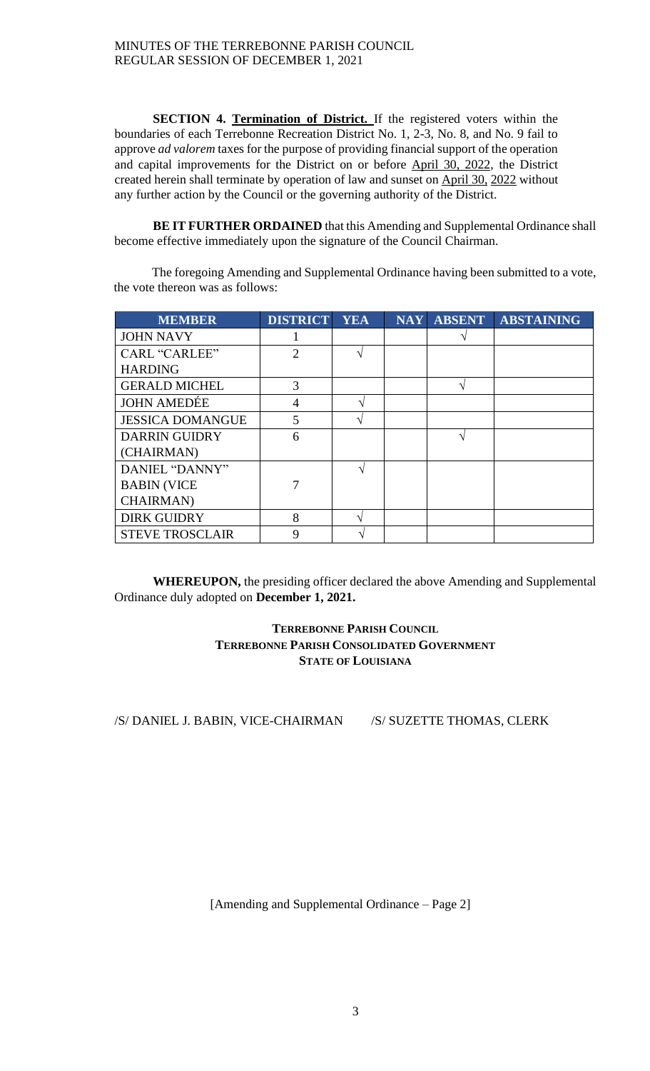**SECTION 4. Termination of District.** If the registered voters within the boundaries of each Terrebonne Recreation District No. 1, 2-3, No. 8, and No. 9 fail to approve *ad valorem* taxes for the purpose of providing financial support of the operation and capital improvements for the District on or before April 30, 2022, the District created herein shall terminate by operation of law and sunset on April 30, 2022 without any further action by the Council or the governing authority of the District.

**BE IT FURTHER ORDAINED** that this Amending and Supplemental Ordinance shall become effective immediately upon the signature of the Council Chairman.

The foregoing Amending and Supplemental Ordinance having been submitted to a vote, the vote thereon was as follows:

| MEMBER | DISTRICT | YEA | NAY | ABSENT | ABSTAINING |
|---|---|---|---|---|---|
| JOHN NAVY | 1 | | | √ | |
| CARL "CARLEE" HARDING | 2 | √ | | | |
| GERALD MICHEL | 3 | | | √ | |
| JOHN AMEDÉE | 4 | √ | | | |
| JESSICA DOMANGUE | 5 | √ | | | |
| DARRIN GUIDRY (CHAIRMAN) | 6 | | | √ | |
| DANIEL "DANNY" BABIN (VICE CHAIRMAN) | 7 | √ | | | |
| DIRK GUIDRY | 8 | √ | | | |
| STEVE TROSCLAIR | 9 | √ | | | |

**WHEREUPON,** the presiding officer declared the above Amending and Supplemental Ordinance duly adopted on **December 1, 2021.**

**TERREBONNE PARISH COUNCIL**
**TERREBONNE PARISH CONSOLIDATED GOVERNMENT**
**STATE OF LOUISIANA**

/S/ DANIEL J. BABIN, VICE-CHAIRMAN /S/ SUZETTE THOMAS, CLERK

[Amending and Supplemental Ordinance – Page 2]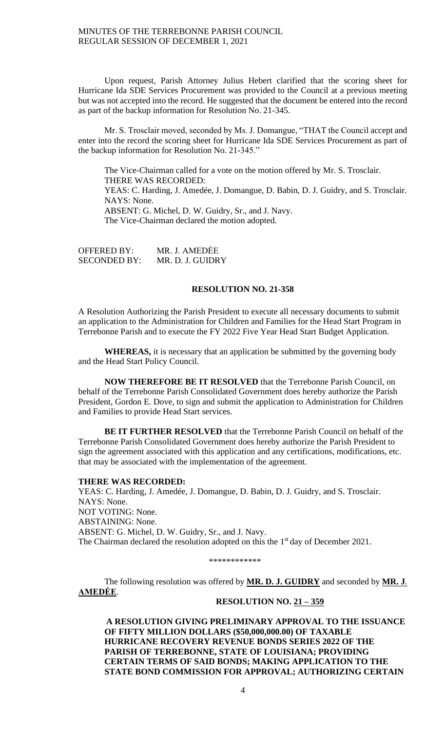Upon request, Parish Attorney Julius Hebert clarified that the scoring sheet for Hurricane Ida SDE Services Procurement was provided to the Council at a previous meeting but was not accepted into the record. He suggested that the document be entered into the record as part of the backup information for Resolution No. 21-345.

Mr. S. Trosclair moved, seconded by Ms. J. Domangue, "THAT the Council accept and enter into the record the scoring sheet for Hurricane Ida SDE Services Procurement as part of the backup information for Resolution No. 21-345."

The Vice-Chairman called for a vote on the motion offered by Mr. S. Trosclair.
THERE WAS RECORDED:
YEAS: C. Harding, J. Amedée, J. Domangue, D. Babin, D. J. Guidry, and S. Trosclair.
NAYS: None.
ABSENT: G. Michel, D. W. Guidry, Sr., and J. Navy.
The Vice-Chairman declared the motion adopted.

OFFERED BY: MR. J. AMEDĖE
SECONDED BY: MR. D. J. GUIDRY

**RESOLUTION NO. 21-358**

A Resolution Authorizing the Parish President to execute all necessary documents to submit an application to the Administration for Children and Families for the Head Start Program in Terrebonne Parish and to execute the FY 2022 Five Year Head Start Budget Application.

**WHEREAS,** it is necessary that an application be submitted by the governing body and the Head Start Policy Council.

**NOW THEREFORE BE IT RESOLVED** that the Terrebonne Parish Council, on behalf of the Terrebonne Parish Consolidated Government does hereby authorize the Parish President, Gordon E. Dove, to sign and submit the application to Administration for Children and Families to provide Head Start services.

**BE IT FURTHER RESOLVED** that the Terrebonne Parish Council on behalf of the Terrebonne Parish Consolidated Government does hereby authorize the Parish President to sign the agreement associated with this application and any certifications, modifications, etc. that may be associated with the implementation of the agreement.

**THERE WAS RECORDED:**
YEAS: C. Harding, J. Amedée, J. Domangue, D. Babin, D. J. Guidry, and S. Trosclair.
NAYS: None.
NOT VOTING: None.
ABSTAINING: None.
ABSENT: G. Michel, D. W. Guidry, Sr., and J. Navy.
The Chairman declared the resolution adopted on this the 1st day of December 2021.

\*\*\*\*\*\*\*\*\*\*\*\*

The following resolution was offered by **MR. D. J. GUIDRY** and seconded by **MR. J. AMEDĖE**.

**RESOLUTION NO. 21 – 359**

**A RESOLUTION GIVING PRELIMINARY APPROVAL TO THE ISSUANCE OF FIFTY MILLION DOLLARS ($50,000,000.00) OF TAXABLE HURRICANE RECOVERY REVENUE BONDS SERIES 2022 OF THE PARISH OF TERREBONNE, STATE OF LOUISIANA; PROVIDING CERTAIN TERMS OF SAID BONDS; MAKING APPLICATION TO THE STATE BOND COMMISSION FOR APPROVAL; AUTHORIZING CERTAIN**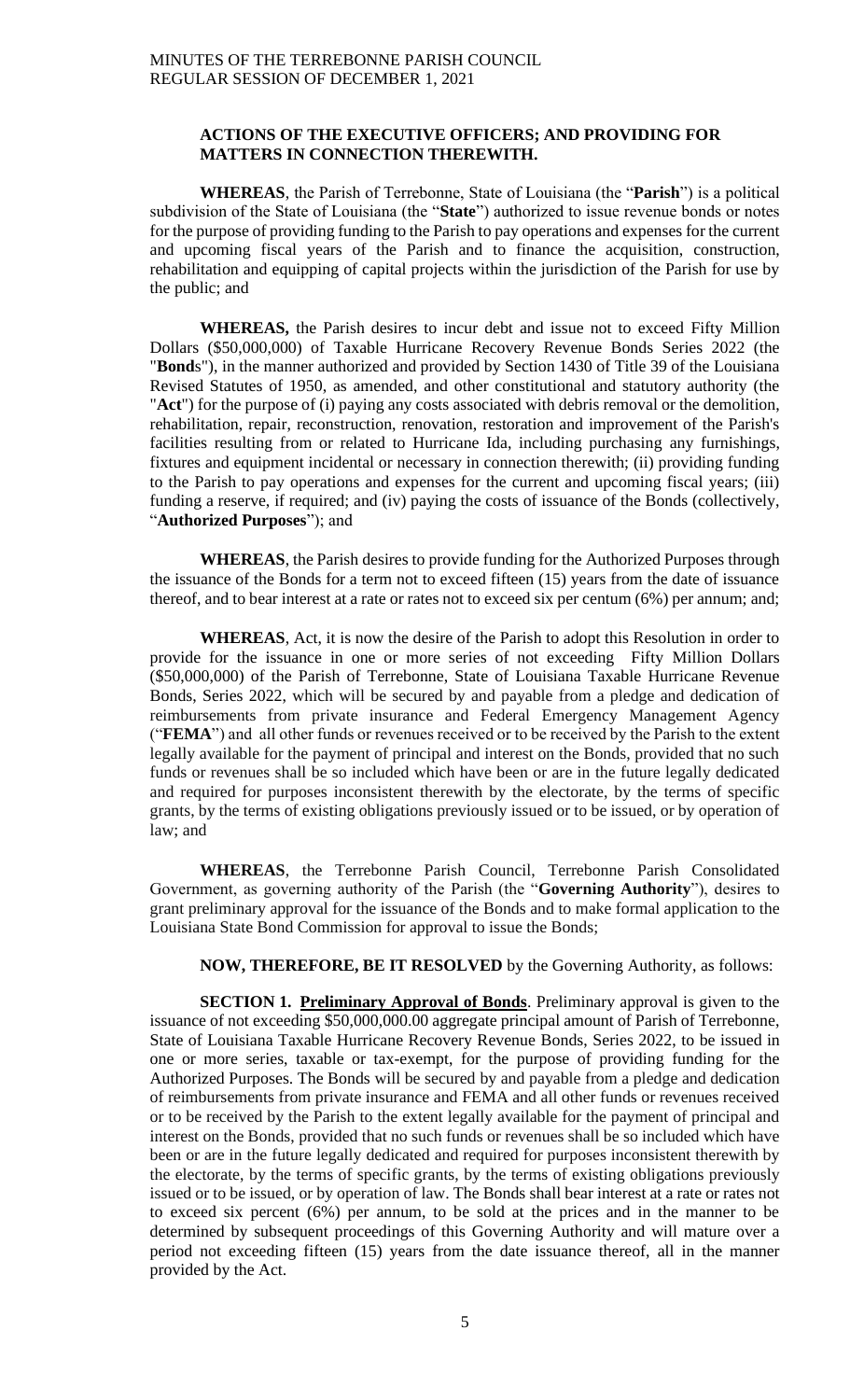**ACTIONS OF THE EXECUTIVE OFFICERS; AND PROVIDING FOR MATTERS IN CONNECTION THEREWITH.**

**WHEREAS**, the Parish of Terrebonne, State of Louisiana (the "**Parish**") is a political subdivision of the State of Louisiana (the "**State**") authorized to issue revenue bonds or notes for the purpose of providing funding to the Parish to pay operations and expenses for the current and upcoming fiscal years of the Parish and to finance the acquisition, construction, rehabilitation and equipping of capital projects within the jurisdiction of the Parish for use by the public; and

**WHEREAS,** the Parish desires to incur debt and issue not to exceed Fifty Million Dollars ($50,000,000) of Taxable Hurricane Recovery Revenue Bonds Series 2022 (the "**Bond**s"), in the manner authorized and provided by Section 1430 of Title 39 of the Louisiana Revised Statutes of 1950, as amended, and other constitutional and statutory authority (the "**Act**") for the purpose of (i) paying any costs associated with debris removal or the demolition, rehabilitation, repair, reconstruction, renovation, restoration and improvement of the Parish's facilities resulting from or related to Hurricane Ida, including purchasing any furnishings, fixtures and equipment incidental or necessary in connection therewith; (ii) providing funding to the Parish to pay operations and expenses for the current and upcoming fiscal years; (iii) funding a reserve, if required; and (iv) paying the costs of issuance of the Bonds (collectively, "**Authorized Purposes**"); and

**WHEREAS**, the Parish desires to provide funding for the Authorized Purposes through the issuance of the Bonds for a term not to exceed fifteen (15) years from the date of issuance thereof, and to bear interest at a rate or rates not to exceed six per centum (6%) per annum; and;

**WHEREAS**, Act, it is now the desire of the Parish to adopt this Resolution in order to provide for the issuance in one or more series of not exceeding Fifty Million Dollars ($50,000,000) of the Parish of Terrebonne, State of Louisiana Taxable Hurricane Revenue Bonds, Series 2022, which will be secured by and payable from a pledge and dedication of reimbursements from private insurance and Federal Emergency Management Agency ("**FEMA**") and all other funds or revenues received or to be received by the Parish to the extent legally available for the payment of principal and interest on the Bonds, provided that no such funds or revenues shall be so included which have been or are in the future legally dedicated and required for purposes inconsistent therewith by the electorate, by the terms of specific grants, by the terms of existing obligations previously issued or to be issued, or by operation of law; and

**WHEREAS**, the Terrebonne Parish Council, Terrebonne Parish Consolidated Government, as governing authority of the Parish (the "**Governing Authority**"), desires to grant preliminary approval for the issuance of the Bonds and to make formal application to the Louisiana State Bond Commission for approval to issue the Bonds;

**NOW, THEREFORE, BE IT RESOLVED** by the Governing Authority, as follows:

**SECTION 1. Preliminary Approval of Bonds**. Preliminary approval is given to the issuance of not exceeding $50,000,000.00 aggregate principal amount of Parish of Terrebonne, State of Louisiana Taxable Hurricane Recovery Revenue Bonds, Series 2022, to be issued in one or more series, taxable or tax-exempt, for the purpose of providing funding for the Authorized Purposes. The Bonds will be secured by and payable from a pledge and dedication of reimbursements from private insurance and FEMA and all other funds or revenues received or to be received by the Parish to the extent legally available for the payment of principal and interest on the Bonds, provided that no such funds or revenues shall be so included which have been or are in the future legally dedicated and required for purposes inconsistent therewith by the electorate, by the terms of specific grants, by the terms of existing obligations previously issued or to be issued, or by operation of law. The Bonds shall bear interest at a rate or rates not to exceed six percent (6%) per annum, to be sold at the prices and in the manner to be determined by subsequent proceedings of this Governing Authority and will mature over a period not exceeding fifteen (15) years from the date issuance thereof, all in the manner provided by the Act.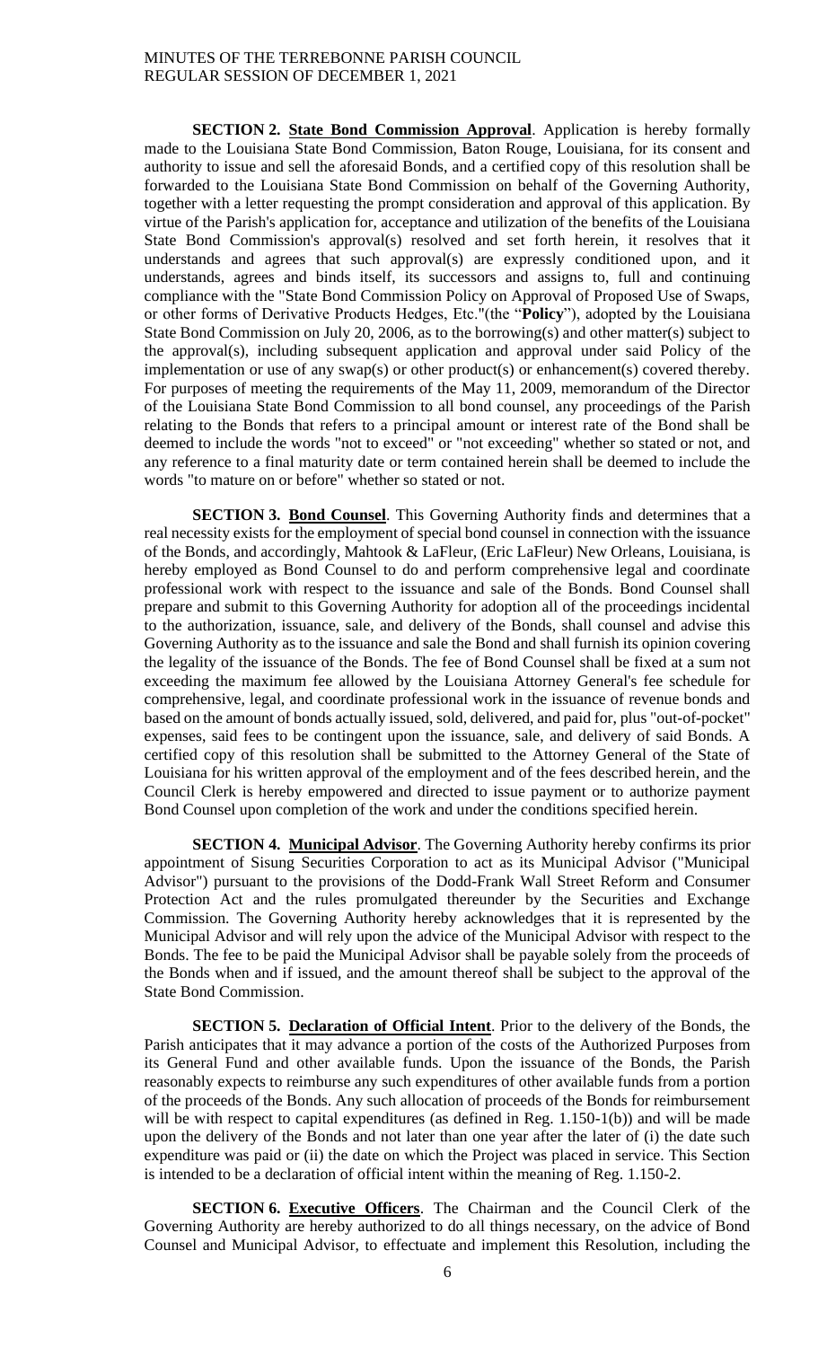**SECTION 2. State Bond Commission Approval**. Application is hereby formally made to the Louisiana State Bond Commission, Baton Rouge, Louisiana, for its consent and authority to issue and sell the aforesaid Bonds, and a certified copy of this resolution shall be forwarded to the Louisiana State Bond Commission on behalf of the Governing Authority, together with a letter requesting the prompt consideration and approval of this application. By virtue of the Parish's application for, acceptance and utilization of the benefits of the Louisiana State Bond Commission's approval(s) resolved and set forth herein, it resolves that it understands and agrees that such approval(s) are expressly conditioned upon, and it understands, agrees and binds itself, its successors and assigns to, full and continuing compliance with the "State Bond Commission Policy on Approval of Proposed Use of Swaps, or other forms of Derivative Products Hedges, Etc."(the "**Policy**"), adopted by the Louisiana State Bond Commission on July 20, 2006, as to the borrowing(s) and other matter(s) subject to the approval(s), including subsequent application and approval under said Policy of the implementation or use of any swap(s) or other product(s) or enhancement(s) covered thereby. For purposes of meeting the requirements of the May 11, 2009, memorandum of the Director of the Louisiana State Bond Commission to all bond counsel, any proceedings of the Parish relating to the Bonds that refers to a principal amount or interest rate of the Bond shall be deemed to include the words "not to exceed" or "not exceeding" whether so stated or not, and any reference to a final maturity date or term contained herein shall be deemed to include the words "to mature on or before" whether so stated or not.

**SECTION 3. Bond Counsel**. This Governing Authority finds and determines that a real necessity exists for the employment of special bond counsel in connection with the issuance of the Bonds, and accordingly, Mahtook & LaFleur, (Eric LaFleur) New Orleans, Louisiana, is hereby employed as Bond Counsel to do and perform comprehensive legal and coordinate professional work with respect to the issuance and sale of the Bonds. Bond Counsel shall prepare and submit to this Governing Authority for adoption all of the proceedings incidental to the authorization, issuance, sale, and delivery of the Bonds, shall counsel and advise this Governing Authority as to the issuance and sale the Bond and shall furnish its opinion covering the legality of the issuance of the Bonds. The fee of Bond Counsel shall be fixed at a sum not exceeding the maximum fee allowed by the Louisiana Attorney General's fee schedule for comprehensive, legal, and coordinate professional work in the issuance of revenue bonds and based on the amount of bonds actually issued, sold, delivered, and paid for, plus "out-of-pocket" expenses, said fees to be contingent upon the issuance, sale, and delivery of said Bonds. A certified copy of this resolution shall be submitted to the Attorney General of the State of Louisiana for his written approval of the employment and of the fees described herein, and the Council Clerk is hereby empowered and directed to issue payment or to authorize payment Bond Counsel upon completion of the work and under the conditions specified herein.

**SECTION 4. Municipal Advisor**. The Governing Authority hereby confirms its prior appointment of Sisung Securities Corporation to act as its Municipal Advisor ("Municipal Advisor") pursuant to the provisions of the Dodd-Frank Wall Street Reform and Consumer Protection Act and the rules promulgated thereunder by the Securities and Exchange Commission. The Governing Authority hereby acknowledges that it is represented by the Municipal Advisor and will rely upon the advice of the Municipal Advisor with respect to the Bonds. The fee to be paid the Municipal Advisor shall be payable solely from the proceeds of the Bonds when and if issued, and the amount thereof shall be subject to the approval of the State Bond Commission.

**SECTION 5. Declaration of Official Intent**. Prior to the delivery of the Bonds, the Parish anticipates that it may advance a portion of the costs of the Authorized Purposes from its General Fund and other available funds. Upon the issuance of the Bonds, the Parish reasonably expects to reimburse any such expenditures of other available funds from a portion of the proceeds of the Bonds. Any such allocation of proceeds of the Bonds for reimbursement will be with respect to capital expenditures (as defined in Reg. 1.150-1(b)) and will be made upon the delivery of the Bonds and not later than one year after the later of (i) the date such expenditure was paid or (ii) the date on which the Project was placed in service. This Section is intended to be a declaration of official intent within the meaning of Reg. 1.150-2.

**SECTION 6. Executive Officers**. The Chairman and the Council Clerk of the Governing Authority are hereby authorized to do all things necessary, on the advice of Bond Counsel and Municipal Advisor, to effectuate and implement this Resolution, including the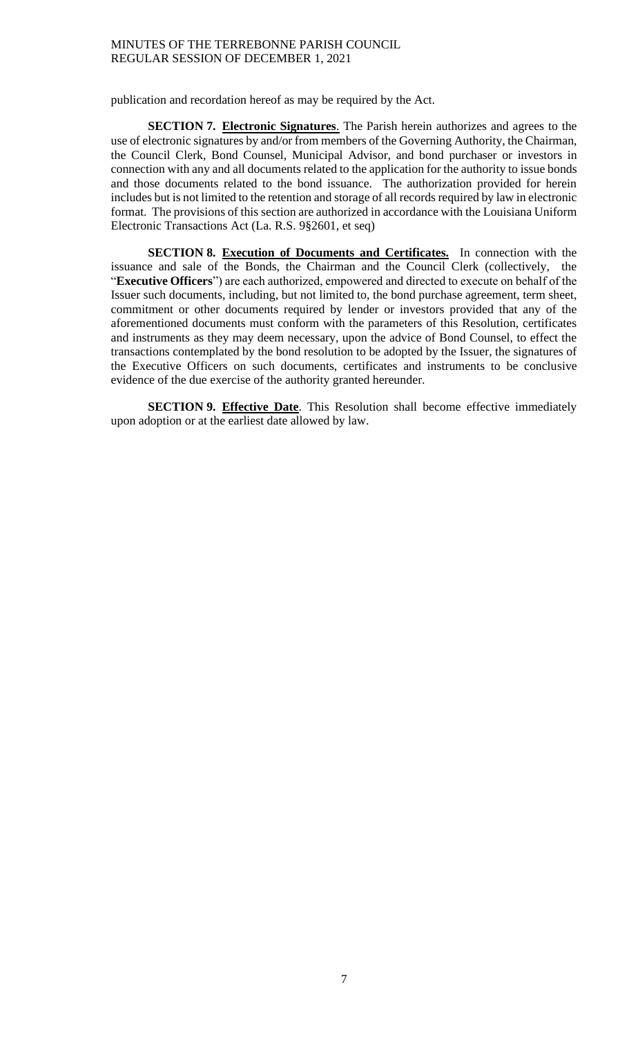publication and recordation hereof as may be required by the Act.

**SECTION 7. Electronic Signatures**. The Parish herein authorizes and agrees to the use of electronic signatures by and/or from members of the Governing Authority, the Chairman, the Council Clerk, Bond Counsel, Municipal Advisor, and bond purchaser or investors in connection with any and all documents related to the application for the authority to issue bonds and those documents related to the bond issuance. The authorization provided for herein includes but is not limited to the retention and storage of all records required by law in electronic format. The provisions of this section are authorized in accordance with the Louisiana Uniform Electronic Transactions Act (La. R.S. 9§2601, et seq)

**SECTION 8. Execution of Documents and Certificates.** In connection with the issuance and sale of the Bonds, the Chairman and the Council Clerk (collectively, the "**Executive Officers**") are each authorized, empowered and directed to execute on behalf of the Issuer such documents, including, but not limited to, the bond purchase agreement, term sheet, commitment or other documents required by lender or investors provided that any of the aforementioned documents must conform with the parameters of this Resolution, certificates and instruments as they may deem necessary, upon the advice of Bond Counsel, to effect the transactions contemplated by the bond resolution to be adopted by the Issuer, the signatures of the Executive Officers on such documents, certificates and instruments to be conclusive evidence of the due exercise of the authority granted hereunder.

**SECTION 9. Effective Date**. This Resolution shall become effective immediately upon adoption or at the earliest date allowed by law.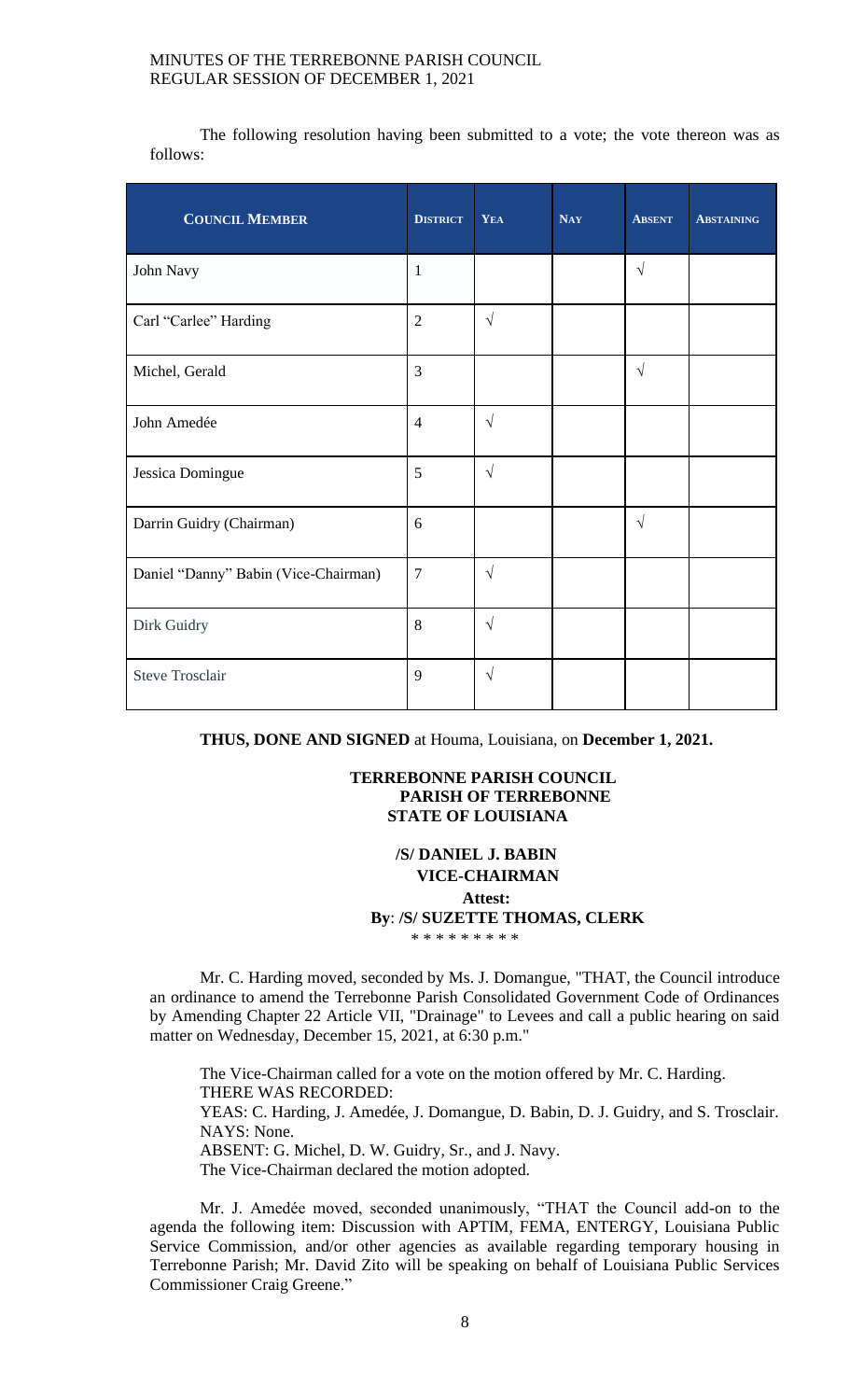The following resolution having been submitted to a vote; the vote thereon was as follows:

| COUNCIL MEMBER | DISTRICT | YEA | NAY | ABSENT | ABSTAINING |
|---|---|---|---|---|---|
| John Navy | 1 | | | √ | |
| Carl "Carlee" Harding | 2 | √ | | | |
| Michel, Gerald | 3 | | | √ | |
| John Amedée | 4 | √ | | | |
| Jessica Domingue | 5 | √ | | | |
| Darrin Guidry (Chairman) | 6 | | | √ | |
| Daniel "Danny" Babin (Vice-Chairman) | 7 | √ | | | |
| Dirk Guidry | 8 | √ | | | |
| Steve Trosclair | 9 | √ | | | |

**THUS, DONE AND SIGNED** at Houma, Louisiana, on **December 1, 2021.**

**TERREBONNE PARISH COUNCIL**
**PARISH OF TERREBONNE**
**STATE OF LOUISIANA**

**/S/ DANIEL J. BABIN**
**VICE-CHAIRMAN**
**Attest:**
**By**: **/S/ SUZETTE THOMAS, CLERK**

* * * * * * * * *

Mr. C. Harding moved, seconded by Ms. J. Domangue, "THAT, the Council introduce an ordinance to amend the Terrebonne Parish Consolidated Government Code of Ordinances by Amending Chapter 22 Article VII, "Drainage" to Levees and call a public hearing on said matter on Wednesday, December 15, 2021, at 6:30 p.m."

The Vice-Chairman called for a vote on the motion offered by Mr. C. Harding.
THERE WAS RECORDED:
YEAS: C. Harding, J. Amedée, J. Domangue, D. Babin, D. J. Guidry, and S. Trosclair.
NAYS: None.
ABSENT: G. Michel, D. W. Guidry, Sr., and J. Navy.
The Vice-Chairman declared the motion adopted.

Mr. J. Amedée moved, seconded unanimously, "THAT the Council add-on to the agenda the following item: Discussion with APTIM, FEMA, ENTERGY, Louisiana Public Service Commission, and/or other agencies as available regarding temporary housing in Terrebonne Parish; Mr. David Zito will be speaking on behalf of Louisiana Public Services Commissioner Craig Greene."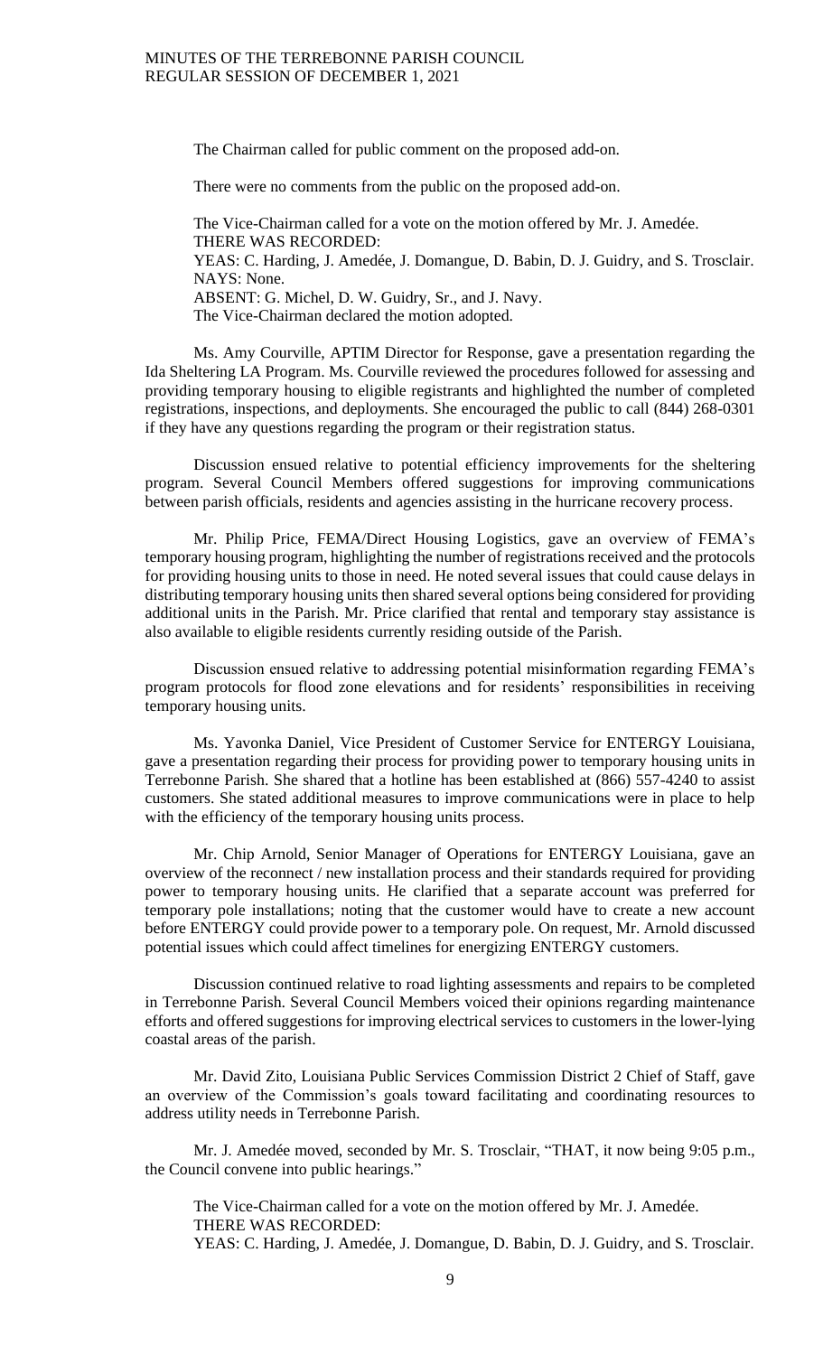The Chairman called for public comment on the proposed add-on.

There were no comments from the public on the proposed add-on.

The Vice-Chairman called for a vote on the motion offered by Mr. J. Amedée.
THERE WAS RECORDED:
YEAS: C. Harding, J. Amedée, J. Domangue, D. Babin, D. J. Guidry, and S. Trosclair.
NAYS: None.
ABSENT: G. Michel, D. W. Guidry, Sr., and J. Navy.
The Vice-Chairman declared the motion adopted.

Ms. Amy Courville, APTIM Director for Response, gave a presentation regarding the Ida Sheltering LA Program. Ms. Courville reviewed the procedures followed for assessing and providing temporary housing to eligible registrants and highlighted the number of completed registrations, inspections, and deployments. She encouraged the public to call (844) 268-0301 if they have any questions regarding the program or their registration status.

Discussion ensued relative to potential efficiency improvements for the sheltering program. Several Council Members offered suggestions for improving communications between parish officials, residents and agencies assisting in the hurricane recovery process.

Mr. Philip Price, FEMA/Direct Housing Logistics, gave an overview of FEMA's temporary housing program, highlighting the number of registrations received and the protocols for providing housing units to those in need. He noted several issues that could cause delays in distributing temporary housing units then shared several options being considered for providing additional units in the Parish. Mr. Price clarified that rental and temporary stay assistance is also available to eligible residents currently residing outside of the Parish.

Discussion ensued relative to addressing potential misinformation regarding FEMA's program protocols for flood zone elevations and for residents' responsibilities in receiving temporary housing units.

Ms. Yavonka Daniel, Vice President of Customer Service for ENTERGY Louisiana, gave a presentation regarding their process for providing power to temporary housing units in Terrebonne Parish. She shared that a hotline has been established at (866) 557-4240 to assist customers. She stated additional measures to improve communications were in place to help with the efficiency of the temporary housing units process.

Mr. Chip Arnold, Senior Manager of Operations for ENTERGY Louisiana, gave an overview of the reconnect / new installation process and their standards required for providing power to temporary housing units. He clarified that a separate account was preferred for temporary pole installations; noting that the customer would have to create a new account before ENTERGY could provide power to a temporary pole. On request, Mr. Arnold discussed potential issues which could affect timelines for energizing ENTERGY customers.

Discussion continued relative to road lighting assessments and repairs to be completed in Terrebonne Parish. Several Council Members voiced their opinions regarding maintenance efforts and offered suggestions for improving electrical services to customers in the lower-lying coastal areas of the parish.

Mr. David Zito, Louisiana Public Services Commission District 2 Chief of Staff, gave an overview of the Commission's goals toward facilitating and coordinating resources to address utility needs in Terrebonne Parish.

Mr. J. Amedée moved, seconded by Mr. S. Trosclair, "THAT, it now being 9:05 p.m., the Council convene into public hearings."

The Vice-Chairman called for a vote on the motion offered by Mr. J. Amedée.
THERE WAS RECORDED:
YEAS: C. Harding, J. Amedée, J. Domangue, D. Babin, D. J. Guidry, and S. Trosclair.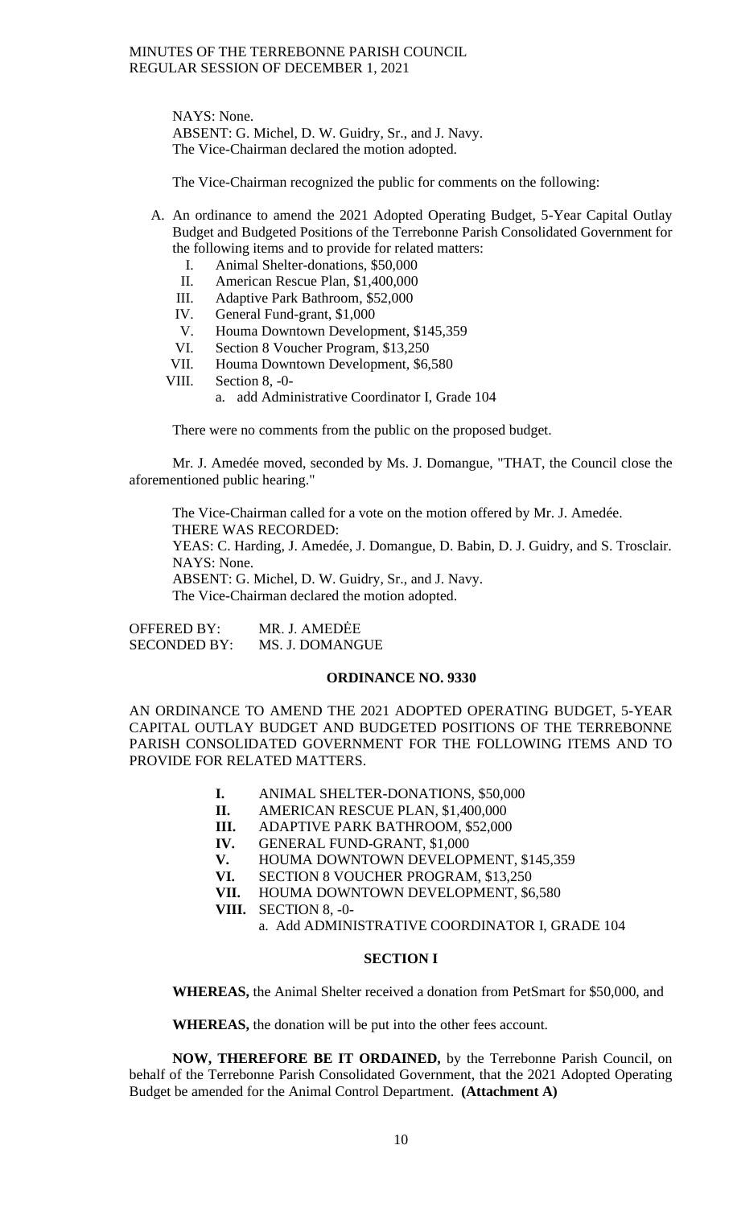NAYS: None.
ABSENT: G. Michel, D. W. Guidry, Sr., and J. Navy.
The Vice-Chairman declared the motion adopted.

The Vice-Chairman recognized the public for comments on the following:

A. An ordinance to amend the 2021 Adopted Operating Budget, 5-Year Capital Outlay Budget and Budgeted Positions of the Terrebonne Parish Consolidated Government for the following items and to provide for related matters:
   I. Animal Shelter-donations, $50,000
   II. American Rescue Plan, $1,400,000
   III. Adaptive Park Bathroom, $52,000
   IV. General Fund-grant, $1,000
   V. Houma Downtown Development, $145,359
   VI. Section 8 Voucher Program, $13,250
   VII. Houma Downtown Development, $6,580
   VIII. Section 8, -0-
      a. add Administrative Coordinator I, Grade 104

There were no comments from the public on the proposed budget.

Mr. J. Amedée moved, seconded by Ms. J. Domangue, "THAT, the Council close the aforementioned public hearing."

The Vice-Chairman called for a vote on the motion offered by Mr. J. Amedée.
THERE WAS RECORDED:
YEAS: C. Harding, J. Amedée, J. Domangue, D. Babin, D. J. Guidry, and S. Trosclair.
NAYS: None.
ABSENT: G. Michel, D. W. Guidry, Sr., and J. Navy.
The Vice-Chairman declared the motion adopted.

OFFERED BY: MR. J. AMEDĖE
SECONDED BY: MS. J. DOMANGUE

**ORDINANCE NO. 9330**

AN ORDINANCE TO AMEND THE 2021 ADOPTED OPERATING BUDGET, 5-YEAR CAPITAL OUTLAY BUDGET AND BUDGETED POSITIONS OF THE TERREBONNE PARISH CONSOLIDATED GOVERNMENT FOR THE FOLLOWING ITEMS AND TO PROVIDE FOR RELATED MATTERS.

**I.** ANIMAL SHELTER-DONATIONS, $50,000
**II.** AMERICAN RESCUE PLAN, $1,400,000
**III.** ADAPTIVE PARK BATHROOM, $52,000
**IV.** GENERAL FUND-GRANT, $1,000
**V.** HOUMA DOWNTOWN DEVELOPMENT, $145,359
**VI.** SECTION 8 VOUCHER PROGRAM, $13,250
**VII.** HOUMA DOWNTOWN DEVELOPMENT, $6,580
**VIII.** SECTION 8, -0-
   a. Add ADMINISTRATIVE COORDINATOR I, GRADE 104

**SECTION I**

**WHEREAS,** the Animal Shelter received a donation from PetSmart for $50,000, and

**WHEREAS,** the donation will be put into the other fees account.

**NOW, THEREFORE BE IT ORDAINED,** by the Terrebonne Parish Council, on behalf of the Terrebonne Parish Consolidated Government, that the 2021 Adopted Operating Budget be amended for the Animal Control Department. **(Attachment A)**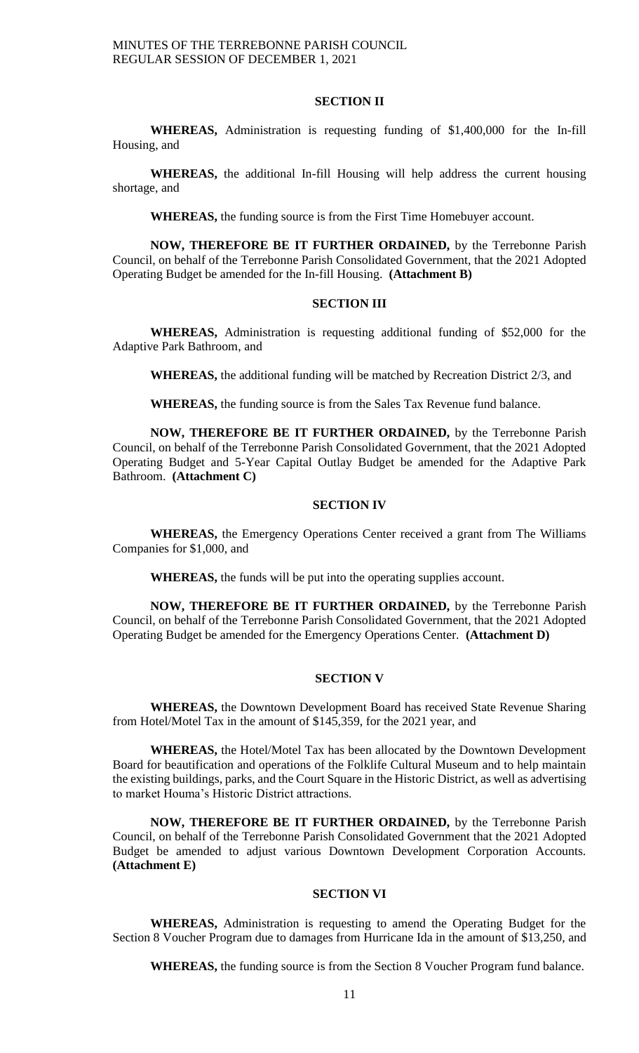**SECTION II**

**WHEREAS,** Administration is requesting funding of $1,400,000 for the In-fill Housing, and

**WHEREAS,** the additional In-fill Housing will help address the current housing shortage, and

**WHEREAS,** the funding source is from the First Time Homebuyer account.

**NOW, THEREFORE BE IT FURTHER ORDAINED,** by the Terrebonne Parish Council, on behalf of the Terrebonne Parish Consolidated Government, that the 2021 Adopted Operating Budget be amended for the In-fill Housing. **(Attachment B)**

**SECTION III**

**WHEREAS,** Administration is requesting additional funding of $52,000 for the Adaptive Park Bathroom, and

**WHEREAS,** the additional funding will be matched by Recreation District 2/3, and

**WHEREAS,** the funding source is from the Sales Tax Revenue fund balance.

**NOW, THEREFORE BE IT FURTHER ORDAINED,** by the Terrebonne Parish Council, on behalf of the Terrebonne Parish Consolidated Government, that the 2021 Adopted Operating Budget and 5-Year Capital Outlay Budget be amended for the Adaptive Park Bathroom. **(Attachment C)**

**SECTION IV**

**WHEREAS,** the Emergency Operations Center received a grant from The Williams Companies for $1,000, and

**WHEREAS,** the funds will be put into the operating supplies account.

**NOW, THEREFORE BE IT FURTHER ORDAINED,** by the Terrebonne Parish Council, on behalf of the Terrebonne Parish Consolidated Government, that the 2021 Adopted Operating Budget be amended for the Emergency Operations Center. **(Attachment D)**

**SECTION V**

**WHEREAS,** the Downtown Development Board has received State Revenue Sharing from Hotel/Motel Tax in the amount of $145,359, for the 2021 year, and

**WHEREAS,** the Hotel/Motel Tax has been allocated by the Downtown Development Board for beautification and operations of the Folklife Cultural Museum and to help maintain the existing buildings, parks, and the Court Square in the Historic District, as well as advertising to market Houma's Historic District attractions.

**NOW, THEREFORE BE IT FURTHER ORDAINED,** by the Terrebonne Parish Council, on behalf of the Terrebonne Parish Consolidated Government that the 2021 Adopted Budget be amended to adjust various Downtown Development Corporation Accounts. **(Attachment E)**

**SECTION VI**

**WHEREAS,** Administration is requesting to amend the Operating Budget for the Section 8 Voucher Program due to damages from Hurricane Ida in the amount of $13,250, and

**WHEREAS,** the funding source is from the Section 8 Voucher Program fund balance.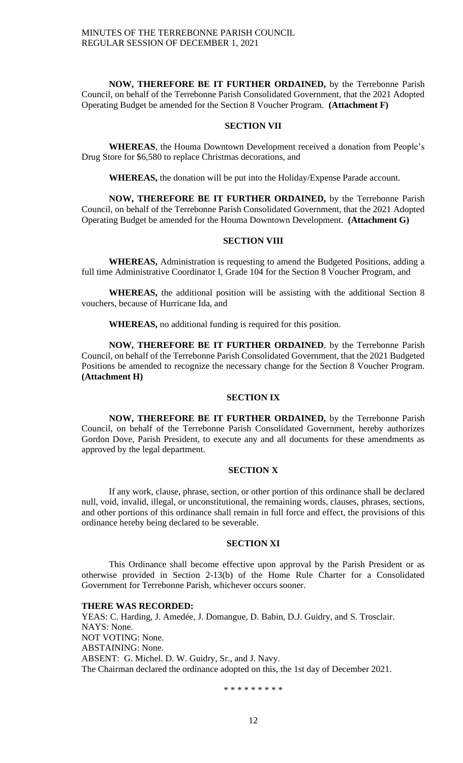**NOW, THEREFORE BE IT FURTHER ORDAINED,** by the Terrebonne Parish Council, on behalf of the Terrebonne Parish Consolidated Government, that the 2021 Adopted Operating Budget be amended for the Section 8 Voucher Program. **(Attachment F)**

**SECTION VII**

**WHEREAS**, the Houma Downtown Development received a donation from People's Drug Store for $6,580 to replace Christmas decorations, and

**WHEREAS,** the donation will be put into the Holiday/Expense Parade account.

**NOW, THEREFORE BE IT FURTHER ORDAINED,** by the Terrebonne Parish Council, on behalf of the Terrebonne Parish Consolidated Government, that the 2021 Adopted Operating Budget be amended for the Houma Downtown Development. **(Attachment G)**

**SECTION VIII**

**WHEREAS,** Administration is requesting to amend the Budgeted Positions, adding a full time Administrative Coordinator I, Grade 104 for the Section 8 Voucher Program, and

**WHEREAS,** the additional position will be assisting with the additional Section 8 vouchers, because of Hurricane Ida, and

**WHEREAS,** no additional funding is required for this position.

**NOW, THEREFORE BE IT FURTHER ORDAINED**, by the Terrebonne Parish Council, on behalf of the Terrebonne Parish Consolidated Government, that the 2021 Budgeted Positions be amended to recognize the necessary change for the Section 8 Voucher Program. **(Attachment H)**

**SECTION IX**

**NOW, THEREFORE BE IT FURTHER ORDAINED,** by the Terrebonne Parish Council, on behalf of the Terrebonne Parish Consolidated Government, hereby authorizes Gordon Dove, Parish President, to execute any and all documents for these amendments as approved by the legal department.

**SECTION X**

If any work, clause, phrase, section, or other portion of this ordinance shall be declared null, void, invalid, illegal, or unconstitutional, the remaining words, clauses, phrases, sections, and other portions of this ordinance shall remain in full force and effect, the provisions of this ordinance hereby being declared to be severable.

**SECTION XI**

This Ordinance shall become effective upon approval by the Parish President or as otherwise provided in Section 2-13(b) of the Home Rule Charter for a Consolidated Government for Terrebonne Parish, whichever occurs sooner.

**THERE WAS RECORDED:**
YEAS: C. Harding, J. Amedée, J. Domangue, D. Babin, D.J. Guidry, and S. Trosclair.
NAYS: None.
NOT VOTING: None.
ABSTAINING: None.
ABSENT: G. Michel. D. W. Guidry, Sr., and J. Navy.
The Chairman declared the ordinance adopted on this, the 1st day of December 2021.

\* \* \* \* \* \* \* \* \*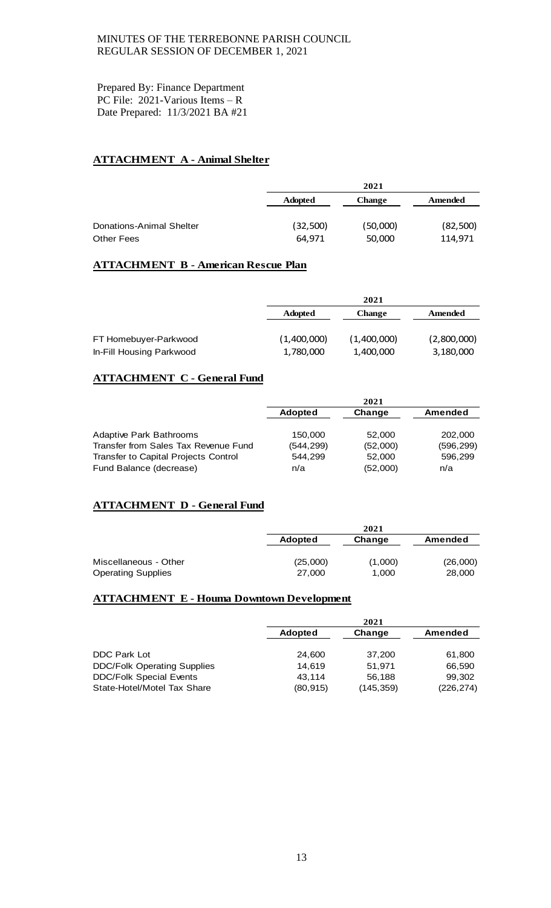Prepared By: Finance Department
PC File: 2021-Various Items – R
Date Prepared: 11/3/2021 BA #21

**ATTACHMENT A - Animal Shelter**

| | 2021 | | |
|---|---|---|---|
| | **Adopted** | **Change** | **Amended** |
| Donations-Animal Shelter | (32,500) | (50,000) | (82,500) |
| Other Fees | 64,971 | 50,000 | 114,971 |

**ATTACHMENT B - American Rescue Plan**

| | 2021 | | |
|---|---|---|---|
| | **Adopted** | **Change** | **Amended** |
| FT Homebuyer-Parkwood | (1,400,000) | (1,400,000) | (2,800,000) |
| In-Fill Housing Parkwood | 1,780,000 | 1,400,000 | 3,180,000 |

**ATTACHMENT C - General Fund**

| | 2021 | | |
|---|---|---|---|
| | **Adopted** | **Change** | **Amended** |
| Adaptive Park Bathrooms | 150,000 | 52,000 | 202,000 |
| Transfer from Sales Tax Revenue Fund | (544,299) | (52,000) | (596,299) |
| Transfer to Capital Projects Control | 544,299 | 52,000 | 596,299 |
| Fund Balance (decrease) | n/a | (52,000) | n/a |

**ATTACHMENT D - General Fund**

| | 2021 | | |
|---|---|---|---|
| | **Adopted** | **Change** | **Amended** |
| Miscellaneous - Other | (25,000) | (1,000) | (26,000) |
| Operating Supplies | 27,000 | 1,000 | 28,000 |

**ATTACHMENT E - Houma Downtown Development**

| | 2021 | | |
|---|---|---|---|
| | **Adopted** | **Change** | **Amended** |
| DDC Park Lot | 24,600 | 37,200 | 61,800 |
| DDC/Folk Operating Supplies | 14,619 | 51,971 | 66,590 |
| DDC/Folk Special Events | 43,114 | 56,188 | 99,302 |
| State-Hotel/Motel Tax Share | (80,915) | (145,359) | (226,274) |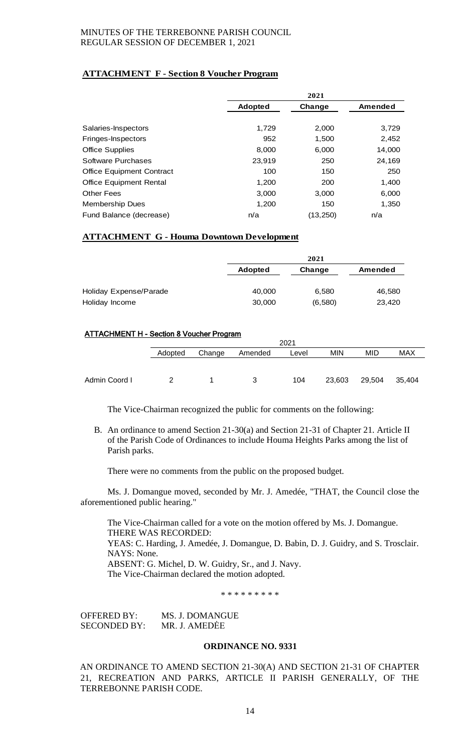**ATTACHMENT F - Section 8 Voucher Program**

| | 2021 | | |
|---|---|---|---|
| | **Adopted** | **Change** | **Amended** |
| Salaries-Inspectors | 1,729 | 2,000 | 3,729 |
| Fringes-Inspectors | 952 | 1,500 | 2,452 |
| Office Supplies | 8,000 | 6,000 | 14,000 |
| Software Purchases | 23,919 | 250 | 24,169 |
| Office Equipment Contract | 100 | 150 | 250 |
| Office Equipment Rental | 1,200 | 200 | 1,400 |
| Other Fees | 3,000 | 3,000 | 6,000 |
| Membership Dues | 1,200 | 150 | 1,350 |
| Fund Balance (decrease) | n/a | (13,250) | n/a |

**ATTACHMENT G - Houma Downtown Development**

| | 2021 | | |
|---|---|---|---|
| | **Adopted** | **Change** | **Amended** |
| Holiday Expense/Parade | 40,000 | 6,580 | 46,580 |
| Holiday Income | 30,000 | (6,580) | 23,420 |

**ATTACHMENT H - Section 8 Voucher Program**

| | 2021 | | | | | | |
|---|---|---|---|---|---|---|---|
| | Adopted | Change | Amended | Level | MIN | MID | MAX |
| Admin Coord I | 2 | 1 | 3 | 104 | 23,603 | 29,504 | 35,404 |

The Vice-Chairman recognized the public for comments on the following:

B. An ordinance to amend Section 21-30(a) and Section 21-31 of Chapter 21. Article II of the Parish Code of Ordinances to include Houma Heights Parks among the list of Parish parks.

There were no comments from the public on the proposed budget.

Ms. J. Domangue moved, seconded by Mr. J. Amedée, "THAT, the Council close the aforementioned public hearing."

The Vice-Chairman called for a vote on the motion offered by Ms. J. Domangue.
THERE WAS RECORDED:
YEAS: C. Harding, J. Amedée, J. Domangue, D. Babin, D. J. Guidry, and S. Trosclair.
NAYS: None.
ABSENT: G. Michel, D. W. Guidry, Sr., and J. Navy.
The Vice-Chairman declared the motion adopted.

\* \* \* \* \* \* \* \* \*

OFFERED BY: MS. J. DOMANGUE
SECONDED BY: MR. J. AMEDĖE

**ORDINANCE NO. 9331**

AN ORDINANCE TO AMEND SECTION 21-30(A) AND SECTION 21-31 OF CHAPTER 21, RECREATION AND PARKS, ARTICLE II PARISH GENERALLY, OF THE TERREBONNE PARISH CODE.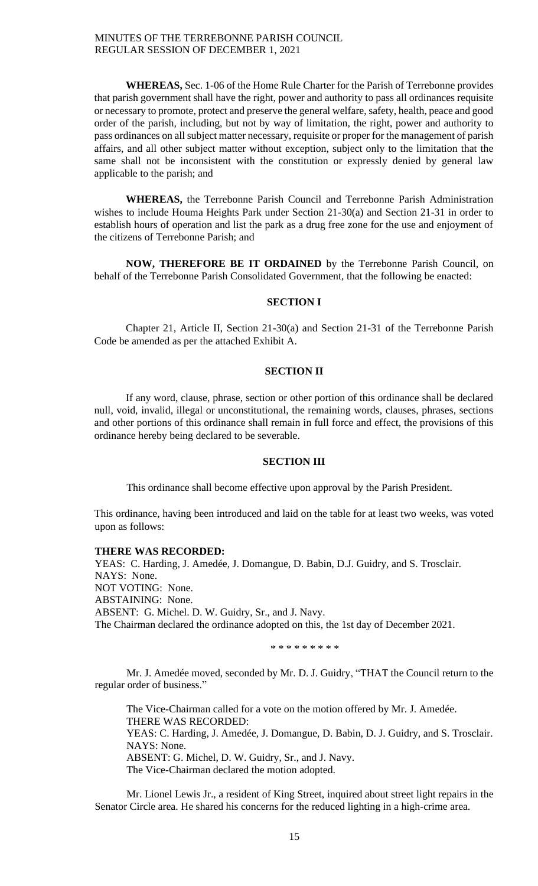**WHEREAS,** Sec. 1-06 of the Home Rule Charter for the Parish of Terrebonne provides that parish government shall have the right, power and authority to pass all ordinances requisite or necessary to promote, protect and preserve the general welfare, safety, health, peace and good order of the parish, including, but not by way of limitation, the right, power and authority to pass ordinances on all subject matter necessary, requisite or proper for the management of parish affairs, and all other subject matter without exception, subject only to the limitation that the same shall not be inconsistent with the constitution or expressly denied by general law applicable to the parish; and

**WHEREAS,** the Terrebonne Parish Council and Terrebonne Parish Administration wishes to include Houma Heights Park under Section 21-30(a) and Section 21-31 in order to establish hours of operation and list the park as a drug free zone for the use and enjoyment of the citizens of Terrebonne Parish; and

**NOW, THEREFORE BE IT ORDAINED** by the Terrebonne Parish Council, on behalf of the Terrebonne Parish Consolidated Government, that the following be enacted:

**SECTION I**

Chapter 21, Article II, Section 21-30(a) and Section 21-31 of the Terrebonne Parish Code be amended as per the attached Exhibit A.

**SECTION II**

If any word, clause, phrase, section or other portion of this ordinance shall be declared null, void, invalid, illegal or unconstitutional, the remaining words, clauses, phrases, sections and other portions of this ordinance shall remain in full force and effect, the provisions of this ordinance hereby being declared to be severable.

**SECTION III**

This ordinance shall become effective upon approval by the Parish President.

This ordinance, having been introduced and laid on the table for at least two weeks, was voted upon as follows:

**THERE WAS RECORDED:**
YEAS: C. Harding, J. Amedée, J. Domangue, D. Babin, D.J. Guidry, and S. Trosclair.
NAYS: None.
NOT VOTING: None.
ABSTAINING: None.
ABSENT: G. Michel. D. W. Guidry, Sr., and J. Navy.
The Chairman declared the ordinance adopted on this, the 1st day of December 2021.

\* \* \* \* \* \* \* \* \*

Mr. J. Amedée moved, seconded by Mr. D. J. Guidry, "THAT the Council return to the regular order of business."

The Vice-Chairman called for a vote on the motion offered by Mr. J. Amedée.
THERE WAS RECORDED:
YEAS: C. Harding, J. Amedée, J. Domangue, D. Babin, D. J. Guidry, and S. Trosclair.
NAYS: None.
ABSENT: G. Michel, D. W. Guidry, Sr., and J. Navy.
The Vice-Chairman declared the motion adopted.

Mr. Lionel Lewis Jr., a resident of King Street, inquired about street light repairs in the Senator Circle area. He shared his concerns for the reduced lighting in a high-crime area.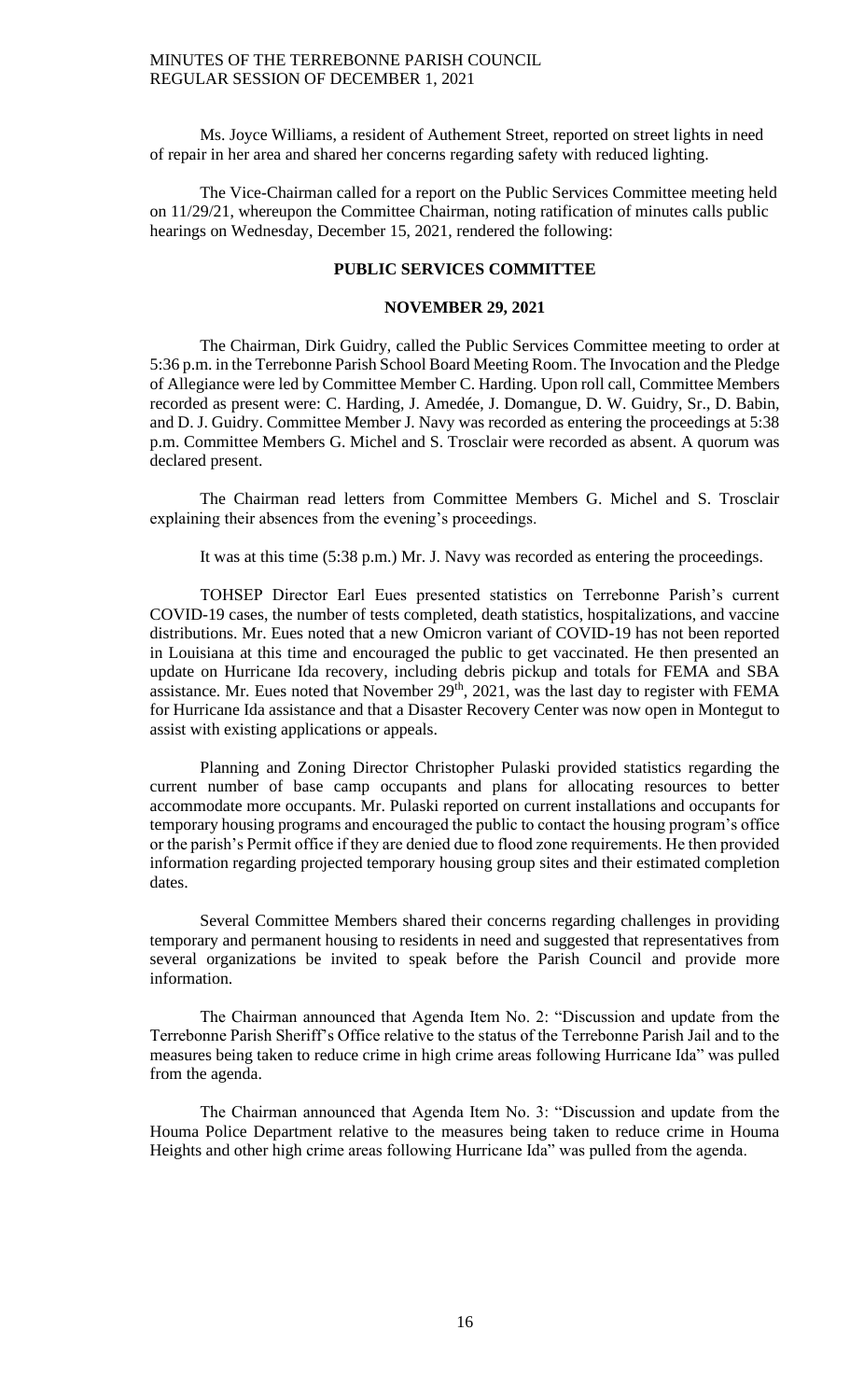Ms. Joyce Williams, a resident of Authement Street, reported on street lights in need of repair in her area and shared her concerns regarding safety with reduced lighting.

The Vice-Chairman called for a report on the Public Services Committee meeting held on 11/29/21, whereupon the Committee Chairman, noting ratification of minutes calls public hearings on Wednesday, December 15, 2021, rendered the following:

## PUBLIC SERVICES COMMITTEE

## NOVEMBER 29, 2021

The Chairman, Dirk Guidry, called the Public Services Committee meeting to order at 5:36 p.m. in the Terrebonne Parish School Board Meeting Room. The Invocation and the Pledge of Allegiance were led by Committee Member C. Harding. Upon roll call, Committee Members recorded as present were: C. Harding, J. Amedée, J. Domangue, D. W. Guidry, Sr., D. Babin, and D. J. Guidry. Committee Member J. Navy was recorded as entering the proceedings at 5:38 p.m. Committee Members G. Michel and S. Trosclair were recorded as absent. A quorum was declared present.

The Chairman read letters from Committee Members G. Michel and S. Trosclair explaining their absences from the evening's proceedings.

It was at this time (5:38 p.m.) Mr. J. Navy was recorded as entering the proceedings.

TOHSEP Director Earl Eues presented statistics on Terrebonne Parish's current COVID-19 cases, the number of tests completed, death statistics, hospitalizations, and vaccine distributions. Mr. Eues noted that a new Omicron variant of COVID-19 has not been reported in Louisiana at this time and encouraged the public to get vaccinated. He then presented an update on Hurricane Ida recovery, including debris pickup and totals for FEMA and SBA assistance. Mr. Eues noted that November 29th, 2021, was the last day to register with FEMA for Hurricane Ida assistance and that a Disaster Recovery Center was now open in Montegut to assist with existing applications or appeals.

Planning and Zoning Director Christopher Pulaski provided statistics regarding the current number of base camp occupants and plans for allocating resources to better accommodate more occupants. Mr. Pulaski reported on current installations and occupants for temporary housing programs and encouraged the public to contact the housing program's office or the parish's Permit office if they are denied due to flood zone requirements. He then provided information regarding projected temporary housing group sites and their estimated completion dates.

Several Committee Members shared their concerns regarding challenges in providing temporary and permanent housing to residents in need and suggested that representatives from several organizations be invited to speak before the Parish Council and provide more information.

The Chairman announced that Agenda Item No. 2: "Discussion and update from the Terrebonne Parish Sheriff's Office relative to the status of the Terrebonne Parish Jail and to the measures being taken to reduce crime in high crime areas following Hurricane Ida" was pulled from the agenda.

The Chairman announced that Agenda Item No. 3: "Discussion and update from the Houma Police Department relative to the measures being taken to reduce crime in Houma Heights and other high crime areas following Hurricane Ida" was pulled from the agenda.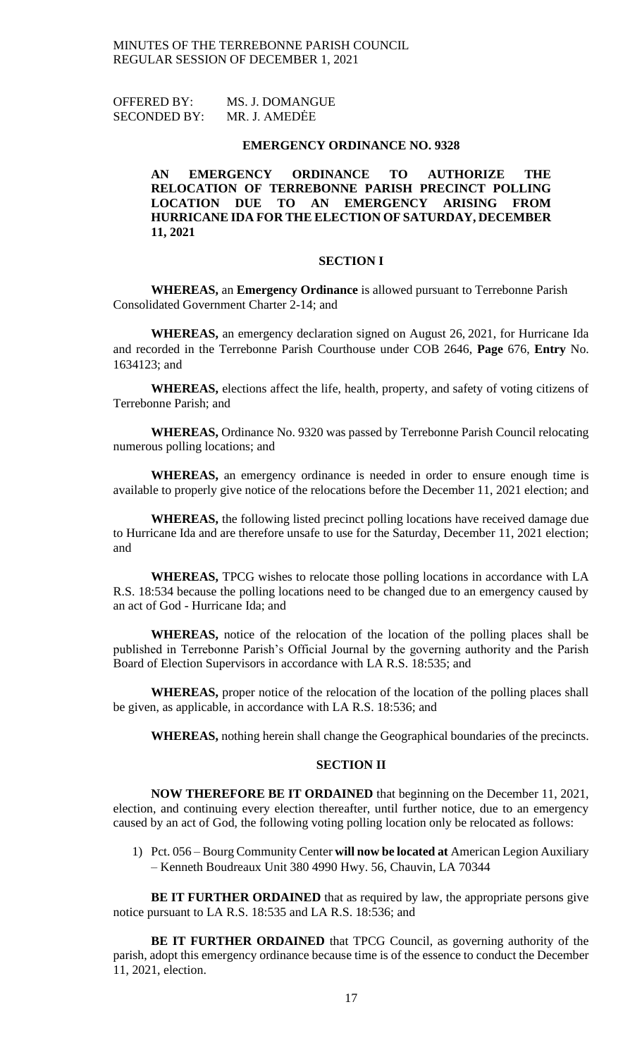OFFERED BY: MS. J. DOMANGUE
SECONDED BY: MR. J. AMEDĖE

**EMERGENCY ORDINANCE NO. 9328**

**AN EMERGENCY ORDINANCE TO AUTHORIZE THE RELOCATION OF TERREBONNE PARISH PRECINCT POLLING LOCATION DUE TO AN EMERGENCY ARISING FROM HURRICANE IDA FOR THE ELECTION OF SATURDAY, DECEMBER 11, 2021**

**SECTION I**

**WHEREAS,** an **Emergency Ordinance** is allowed pursuant to Terrebonne Parish Consolidated Government Charter 2-14; and

**WHEREAS,** an emergency declaration signed on August 26, 2021, for Hurricane Ida and recorded in the Terrebonne Parish Courthouse under COB 2646, **Page** 676, **Entry** No. 1634123; and

**WHEREAS,** elections affect the life, health, property, and safety of voting citizens of Terrebonne Parish; and

**WHEREAS,** Ordinance No. 9320 was passed by Terrebonne Parish Council relocating numerous polling locations; and

**WHEREAS,** an emergency ordinance is needed in order to ensure enough time is available to properly give notice of the relocations before the December 11, 2021 election; and

**WHEREAS,** the following listed precinct polling locations have received damage due to Hurricane Ida and are therefore unsafe to use for the Saturday, December 11, 2021 election; and

**WHEREAS,** TPCG wishes to relocate those polling locations in accordance with LA R.S. 18:534 because the polling locations need to be changed due to an emergency caused by an act of God - Hurricane Ida; and

**WHEREAS,** notice of the relocation of the location of the polling places shall be published in Terrebonne Parish's Official Journal by the governing authority and the Parish Board of Election Supervisors in accordance with LA R.S. 18:535; and

**WHEREAS,** proper notice of the relocation of the location of the polling places shall be given, as applicable, in accordance with LA R.S. 18:536; and

**WHEREAS,** nothing herein shall change the Geographical boundaries of the precincts.

**SECTION II**

**NOW THEREFORE BE IT ORDAINED** that beginning on the December 11, 2021, election, and continuing every election thereafter, until further notice, due to an emergency caused by an act of God, the following voting polling location only be relocated as follows:

1) Pct. 056 – Bourg Community Center **will now be located at** American Legion Auxiliary – Kenneth Boudreaux Unit 380 4990 Hwy. 56, Chauvin, LA 70344

**BE IT FURTHER ORDAINED** that as required by law, the appropriate persons give notice pursuant to LA R.S. 18:535 and LA R.S. 18:536; and

**BE IT FURTHER ORDAINED** that TPCG Council, as governing authority of the parish, adopt this emergency ordinance because time is of the essence to conduct the December 11, 2021, election.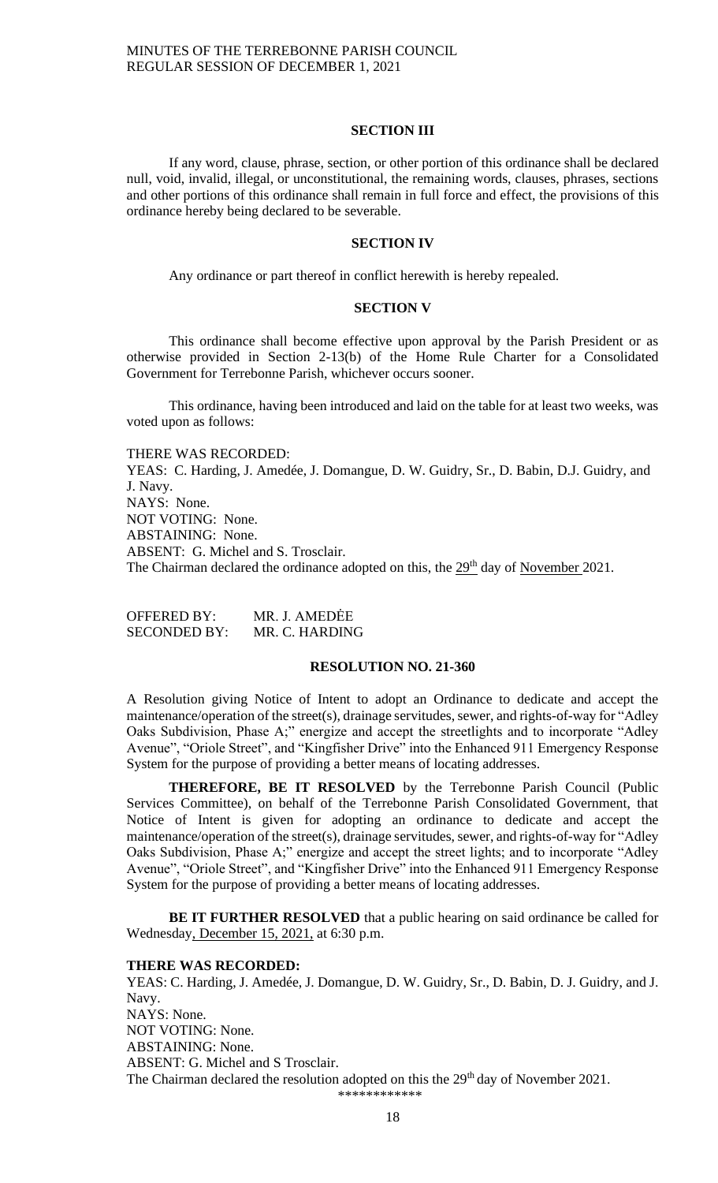### SECTION III

If any word, clause, phrase, section, or other portion of this ordinance shall be declared null, void, invalid, illegal, or unconstitutional, the remaining words, clauses, phrases, sections and other portions of this ordinance shall remain in full force and effect, the provisions of this ordinance hereby being declared to be severable.

### SECTION IV

Any ordinance or part thereof in conflict herewith is hereby repealed.

### SECTION V

This ordinance shall become effective upon approval by the Parish President or as otherwise provided in Section 2-13(b) of the Home Rule Charter for a Consolidated Government for Terrebonne Parish, whichever occurs sooner.

This ordinance, having been introduced and laid on the table for at least two weeks, was voted upon as follows:

THERE WAS RECORDED:
YEAS: C. Harding, J. Amedée, J. Domangue, D. W. Guidry, Sr., D. Babin, D.J. Guidry, and J. Navy.
NAYS: None.
NOT VOTING: None.
ABSTAINING: None.
ABSENT: G. Michel and S. Trosclair.
The Chairman declared the ordinance adopted on this, the 29th day of November 2021.

OFFERED BY: MR. J. AMEDĖE
SECONDED BY: MR. C. HARDING

### RESOLUTION NO. 21-360

A Resolution giving Notice of Intent to adopt an Ordinance to dedicate and accept the maintenance/operation of the street(s), drainage servitudes, sewer, and rights-of-way for "Adley Oaks Subdivision, Phase A;" energize and accept the streetlights and to incorporate "Adley Avenue", "Oriole Street", and "Kingfisher Drive" into the Enhanced 911 Emergency Response System for the purpose of providing a better means of locating addresses.

**THEREFORE, BE IT RESOLVED** by the Terrebonne Parish Council (Public Services Committee), on behalf of the Terrebonne Parish Consolidated Government, that Notice of Intent is given for adopting an ordinance to dedicate and accept the maintenance/operation of the street(s), drainage servitudes, sewer, and rights-of-way for "Adley Oaks Subdivision, Phase A;" energize and accept the street lights; and to incorporate "Adley Avenue", "Oriole Street", and "Kingfisher Drive" into the Enhanced 911 Emergency Response System for the purpose of providing a better means of locating addresses.

**BE IT FURTHER RESOLVED** that a public hearing on said ordinance be called for Wednesday, December 15, 2021, at 6:30 p.m.

**THERE WAS RECORDED:**
YEAS: C. Harding, J. Amedée, J. Domangue, D. W. Guidry, Sr., D. Babin, D. J. Guidry, and J. Navy.
NAYS: None.
NOT VOTING: None.
ABSTAINING: None.
ABSENT: G. Michel and S Trosclair.
The Chairman declared the resolution adopted on this the 29th day of November 2021.

\*\*\*\*\*\*\*\*\*\*\*\*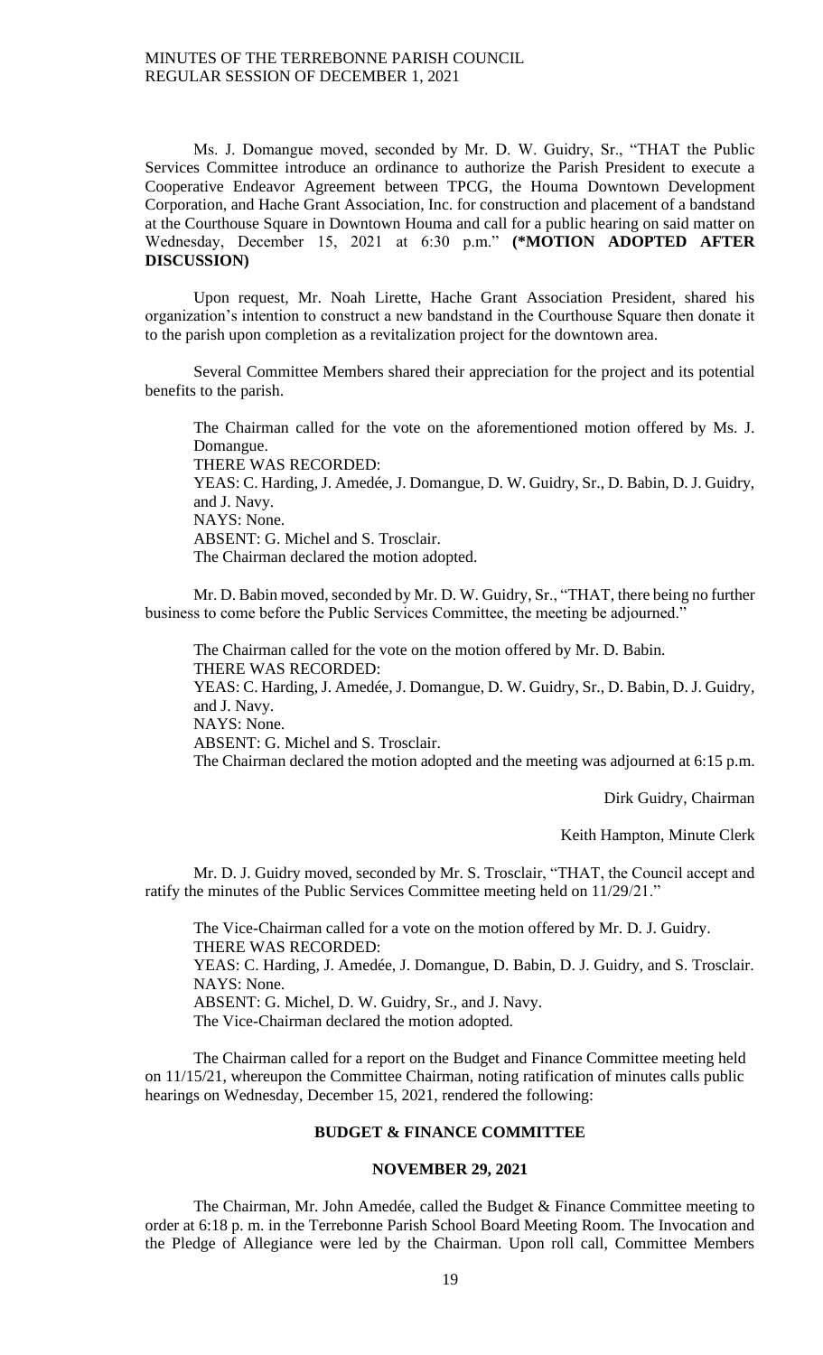Ms. J. Domangue moved, seconded by Mr. D. W. Guidry, Sr., "THAT the Public Services Committee introduce an ordinance to authorize the Parish President to execute a Cooperative Endeavor Agreement between TPCG, the Houma Downtown Development Corporation, and Hache Grant Association, Inc. for construction and placement of a bandstand at the Courthouse Square in Downtown Houma and call for a public hearing on said matter on Wednesday, December 15, 2021 at 6:30 p.m." **(*MOTION ADOPTED AFTER DISCUSSION)**

Upon request, Mr. Noah Lirette, Hache Grant Association President, shared his organization's intention to construct a new bandstand in the Courthouse Square then donate it to the parish upon completion as a revitalization project for the downtown area.

Several Committee Members shared their appreciation for the project and its potential benefits to the parish.

The Chairman called for the vote on the aforementioned motion offered by Ms. J. Domangue.
THERE WAS RECORDED:
YEAS: C. Harding, J. Amedée, J. Domangue, D. W. Guidry, Sr., D. Babin, D. J. Guidry, and J. Navy.
NAYS: None.
ABSENT: G. Michel and S. Trosclair.
The Chairman declared the motion adopted.

Mr. D. Babin moved, seconded by Mr. D. W. Guidry, Sr., "THAT, there being no further business to come before the Public Services Committee, the meeting be adjourned."

The Chairman called for the vote on the motion offered by Mr. D. Babin.
THERE WAS RECORDED:
YEAS: C. Harding, J. Amedée, J. Domangue, D. W. Guidry, Sr., D. Babin, D. J. Guidry, and J. Navy.
NAYS: None.
ABSENT: G. Michel and S. Trosclair.
The Chairman declared the motion adopted and the meeting was adjourned at 6:15 p.m.

Dirk Guidry, Chairman

Keith Hampton, Minute Clerk

Mr. D. J. Guidry moved, seconded by Mr. S. Trosclair, "THAT, the Council accept and ratify the minutes of the Public Services Committee meeting held on 11/29/21."

The Vice-Chairman called for a vote on the motion offered by Mr. D. J. Guidry.
THERE WAS RECORDED:
YEAS: C. Harding, J. Amedée, J. Domangue, D. Babin, D. J. Guidry, and S. Trosclair.
NAYS: None.
ABSENT: G. Michel, D. W. Guidry, Sr., and J. Navy.
The Vice-Chairman declared the motion adopted.

The Chairman called for a report on the Budget and Finance Committee meeting held on 11/15/21, whereupon the Committee Chairman, noting ratification of minutes calls public hearings on Wednesday, December 15, 2021, rendered the following:

**BUDGET & FINANCE COMMITTEE**

**NOVEMBER 29, 2021**

The Chairman, Mr. John Amedée, called the Budget & Finance Committee meeting to order at 6:18 p. m. in the Terrebonne Parish School Board Meeting Room. The Invocation and the Pledge of Allegiance were led by the Chairman. Upon roll call, Committee Members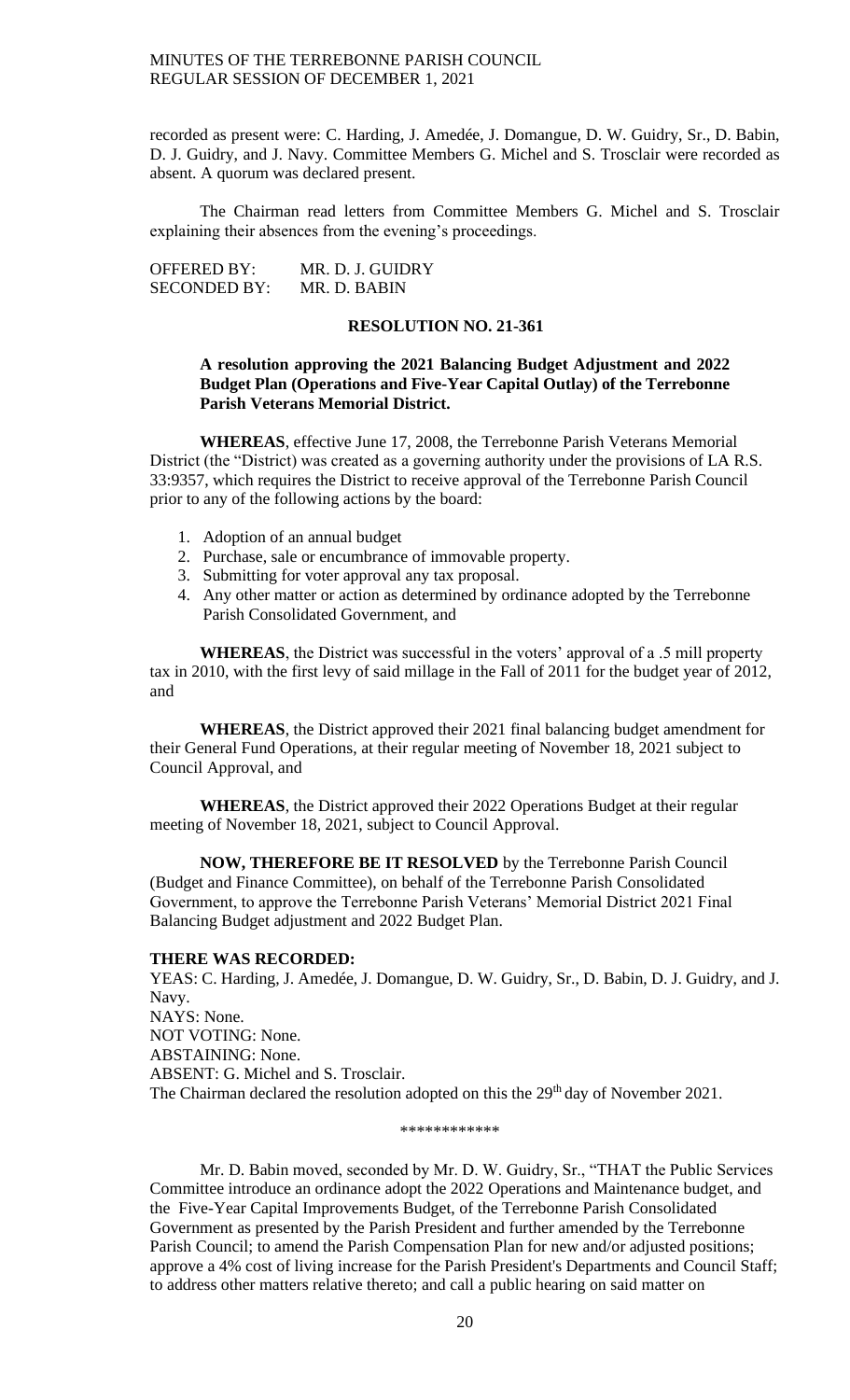recorded as present were: C. Harding, J. Amedée, J. Domangue, D. W. Guidry, Sr., D. Babin, D. J. Guidry, and J. Navy. Committee Members G. Michel and S. Trosclair were recorded as absent. A quorum was declared present.

The Chairman read letters from Committee Members G. Michel and S. Trosclair explaining their absences from the evening's proceedings.

OFFERED BY: MR. D. J. GUIDRY
SECONDED BY: MR. D. BABIN

**RESOLUTION NO. 21-361**

**A resolution approving the 2021 Balancing Budget Adjustment and 2022 Budget Plan (Operations and Five-Year Capital Outlay) of the Terrebonne Parish Veterans Memorial District.**

**WHEREAS**, effective June 17, 2008, the Terrebonne Parish Veterans Memorial District (the "District) was created as a governing authority under the provisions of LA R.S. 33:9357, which requires the District to receive approval of the Terrebonne Parish Council prior to any of the following actions by the board:

1. Adoption of an annual budget
2. Purchase, sale or encumbrance of immovable property.
3. Submitting for voter approval any tax proposal.
4. Any other matter or action as determined by ordinance adopted by the Terrebonne Parish Consolidated Government, and

**WHEREAS**, the District was successful in the voters' approval of a .5 mill property tax in 2010, with the first levy of said millage in the Fall of 2011 for the budget year of 2012, and

**WHEREAS**, the District approved their 2021 final balancing budget amendment for their General Fund Operations, at their regular meeting of November 18, 2021 subject to Council Approval, and

**WHEREAS**, the District approved their 2022 Operations Budget at their regular meeting of November 18, 2021, subject to Council Approval.

**NOW, THEREFORE BE IT RESOLVED** by the Terrebonne Parish Council (Budget and Finance Committee), on behalf of the Terrebonne Parish Consolidated Government, to approve the Terrebonne Parish Veterans' Memorial District 2021 Final Balancing Budget adjustment and 2022 Budget Plan.

**THERE WAS RECORDED:**
YEAS: C. Harding, J. Amedée, J. Domangue, D. W. Guidry, Sr., D. Babin, D. J. Guidry, and J. Navy.
NAYS: None.
NOT VOTING: None.
ABSTAINING: None.
ABSENT: G. Michel and S. Trosclair.
The Chairman declared the resolution adopted on this the 29th day of November 2021.

\*\*\*\*\*\*\*\*\*\*\*\*

Mr. D. Babin moved, seconded by Mr. D. W. Guidry, Sr., "THAT the Public Services Committee introduce an ordinance adopt the 2022 Operations and Maintenance budget, and the Five-Year Capital Improvements Budget, of the Terrebonne Parish Consolidated Government as presented by the Parish President and further amended by the Terrebonne Parish Council; to amend the Parish Compensation Plan for new and/or adjusted positions; approve a 4% cost of living increase for the Parish President's Departments and Council Staff; to address other matters relative thereto; and call a public hearing on said matter on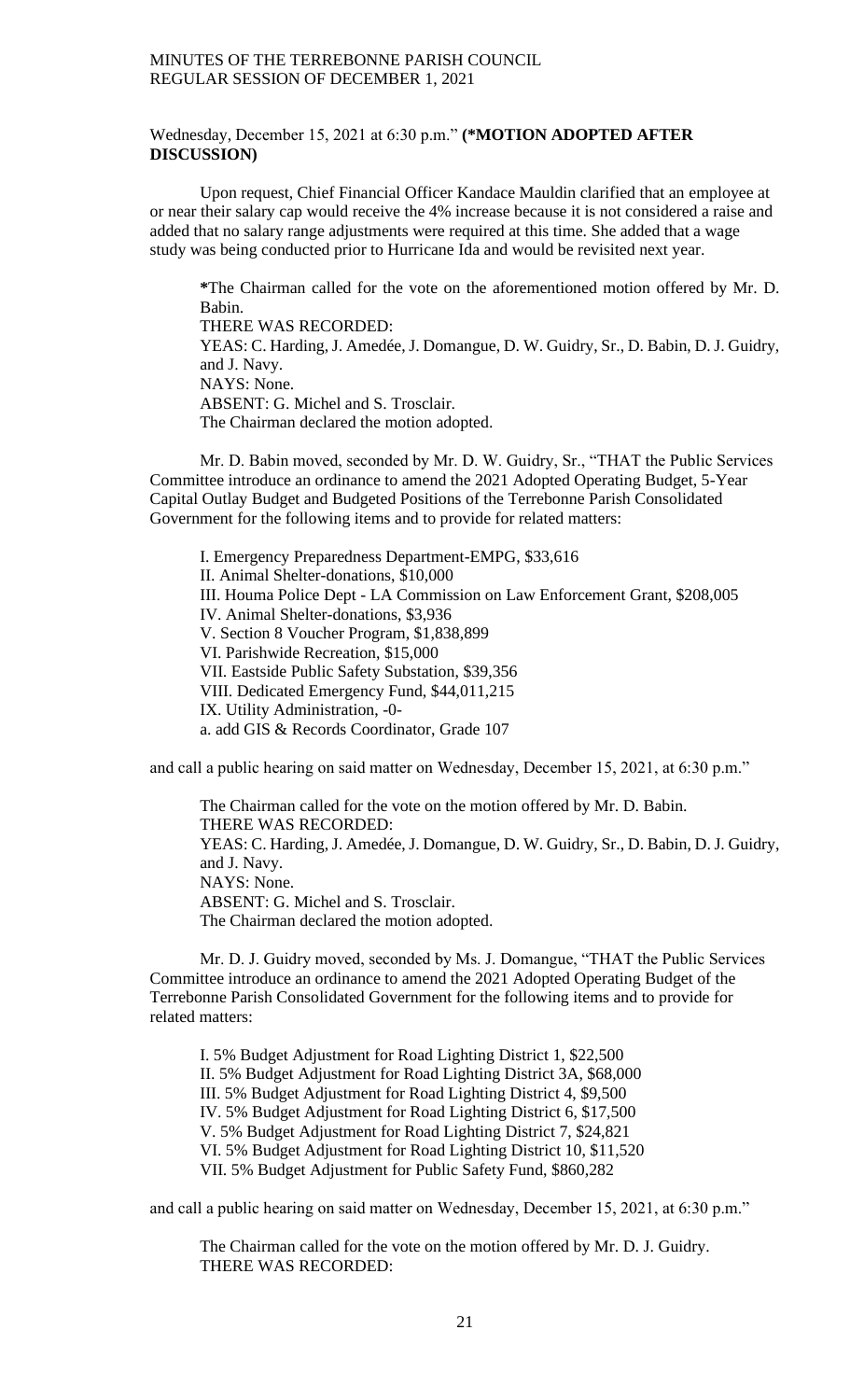Wednesday, December 15, 2021 at 6:30 p.m." **(*MOTION ADOPTED AFTER DISCUSSION)**

Upon request, Chief Financial Officer Kandace Mauldin clarified that an employee at or near their salary cap would receive the 4% increase because it is not considered a raise and added that no salary range adjustments were required at this time. She added that a wage study was being conducted prior to Hurricane Ida and would be revisited next year.

**\***The Chairman called for the vote on the aforementioned motion offered by Mr. D. Babin.
THERE WAS RECORDED:
YEAS: C. Harding, J. Amedée, J. Domangue, D. W. Guidry, Sr., D. Babin, D. J. Guidry, and J. Navy.
NAYS: None.
ABSENT: G. Michel and S. Trosclair.
The Chairman declared the motion adopted.

Mr. D. Babin moved, seconded by Mr. D. W. Guidry, Sr., "THAT the Public Services Committee introduce an ordinance to amend the 2021 Adopted Operating Budget, 5-Year Capital Outlay Budget and Budgeted Positions of the Terrebonne Parish Consolidated Government for the following items and to provide for related matters:

I. Emergency Preparedness Department-EMPG, $33,616
II. Animal Shelter-donations, $10,000
III. Houma Police Dept - LA Commission on Law Enforcement Grant, $208,005
IV. Animal Shelter-donations, $3,936
V. Section 8 Voucher Program, $1,838,899
VI. Parishwide Recreation, $15,000
VII. Eastside Public Safety Substation, $39,356
VIII. Dedicated Emergency Fund, $44,011,215
IX. Utility Administration, -0-
a. add GIS & Records Coordinator, Grade 107

and call a public hearing on said matter on Wednesday, December 15, 2021, at 6:30 p.m."

The Chairman called for the vote on the motion offered by Mr. D. Babin.
THERE WAS RECORDED:
YEAS: C. Harding, J. Amedée, J. Domangue, D. W. Guidry, Sr., D. Babin, D. J. Guidry, and J. Navy.
NAYS: None.
ABSENT: G. Michel and S. Trosclair.
The Chairman declared the motion adopted.

Mr. D. J. Guidry moved, seconded by Ms. J. Domangue, "THAT the Public Services Committee introduce an ordinance to amend the 2021 Adopted Operating Budget of the Terrebonne Parish Consolidated Government for the following items and to provide for related matters:

I. 5% Budget Adjustment for Road Lighting District 1, $22,500
II. 5% Budget Adjustment for Road Lighting District 3A, $68,000
III. 5% Budget Adjustment for Road Lighting District 4, $9,500
IV. 5% Budget Adjustment for Road Lighting District 6, $17,500
V. 5% Budget Adjustment for Road Lighting District 7, $24,821
VI. 5% Budget Adjustment for Road Lighting District 10, $11,520
VII. 5% Budget Adjustment for Public Safety Fund, $860,282

and call a public hearing on said matter on Wednesday, December 15, 2021, at 6:30 p.m."

The Chairman called for the vote on the motion offered by Mr. D. J. Guidry.
THERE WAS RECORDED: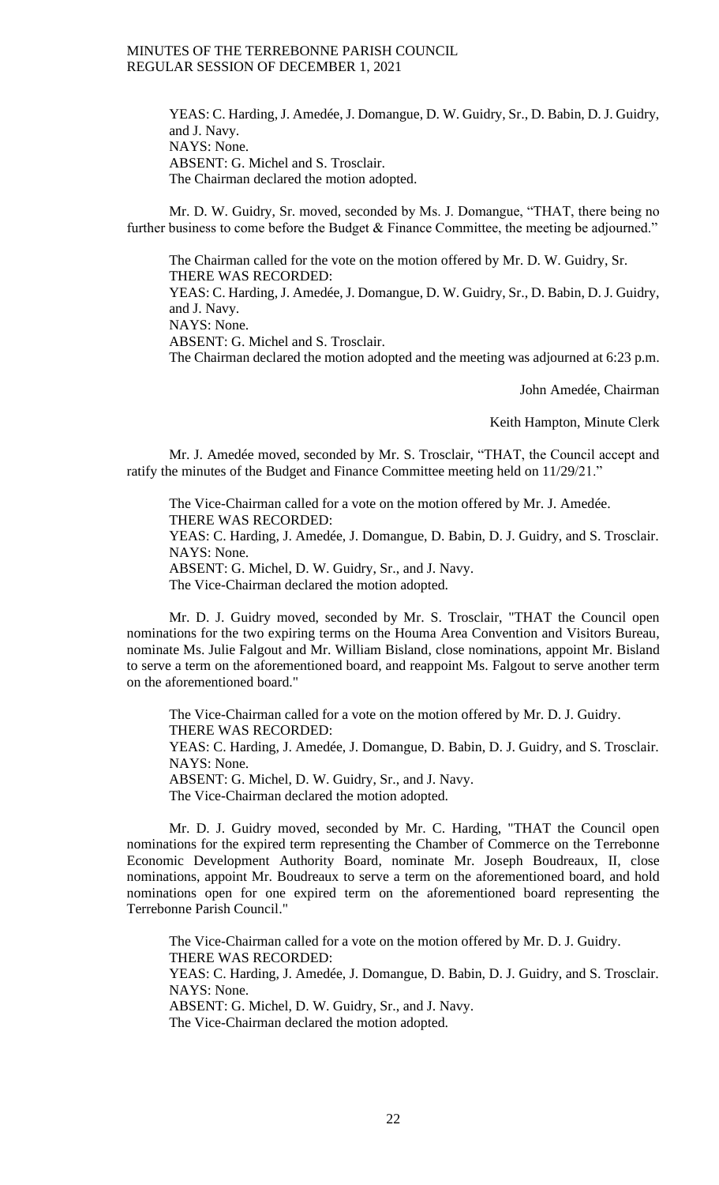YEAS: C. Harding, J. Amedée, J. Domangue, D. W. Guidry, Sr., D. Babin, D. J. Guidry, and J. Navy.
NAYS: None.
ABSENT: G. Michel and S. Trosclair.
The Chairman declared the motion adopted.

Mr. D. W. Guidry, Sr. moved, seconded by Ms. J. Domangue, "THAT, there being no further business to come before the Budget & Finance Committee, the meeting be adjourned."

The Chairman called for the vote on the motion offered by Mr. D. W. Guidry, Sr.
THERE WAS RECORDED:
YEAS: C. Harding, J. Amedée, J. Domangue, D. W. Guidry, Sr., D. Babin, D. J. Guidry, and J. Navy.
NAYS: None.
ABSENT: G. Michel and S. Trosclair.
The Chairman declared the motion adopted and the meeting was adjourned at 6:23 p.m.

John Amedée, Chairman

Keith Hampton, Minute Clerk

Mr. J. Amedée moved, seconded by Mr. S. Trosclair, "THAT, the Council accept and ratify the minutes of the Budget and Finance Committee meeting held on 11/29/21."

The Vice-Chairman called for a vote on the motion offered by Mr. J. Amedée.
THERE WAS RECORDED:
YEAS: C. Harding, J. Amedée, J. Domangue, D. Babin, D. J. Guidry, and S. Trosclair.
NAYS: None.
ABSENT: G. Michel, D. W. Guidry, Sr., and J. Navy.
The Vice-Chairman declared the motion adopted.

Mr. D. J. Guidry moved, seconded by Mr. S. Trosclair, "THAT the Council open nominations for the two expiring terms on the Houma Area Convention and Visitors Bureau, nominate Ms. Julie Falgout and Mr. William Bisland, close nominations, appoint Mr. Bisland to serve a term on the aforementioned board, and reappoint Ms. Falgout to serve another term on the aforementioned board."

The Vice-Chairman called for a vote on the motion offered by Mr. D. J. Guidry.
THERE WAS RECORDED:
YEAS: C. Harding, J. Amedée, J. Domangue, D. Babin, D. J. Guidry, and S. Trosclair.
NAYS: None.
ABSENT: G. Michel, D. W. Guidry, Sr., and J. Navy.
The Vice-Chairman declared the motion adopted.

Mr. D. J. Guidry moved, seconded by Mr. C. Harding, "THAT the Council open nominations for the expired term representing the Chamber of Commerce on the Terrebonne Economic Development Authority Board, nominate Mr. Joseph Boudreaux, II, close nominations, appoint Mr. Boudreaux to serve a term on the aforementioned board, and hold nominations open for one expired term on the aforementioned board representing the Terrebonne Parish Council."

The Vice-Chairman called for a vote on the motion offered by Mr. D. J. Guidry.
THERE WAS RECORDED:
YEAS: C. Harding, J. Amedée, J. Domangue, D. Babin, D. J. Guidry, and S. Trosclair.
NAYS: None.
ABSENT: G. Michel, D. W. Guidry, Sr., and J. Navy.
The Vice-Chairman declared the motion adopted.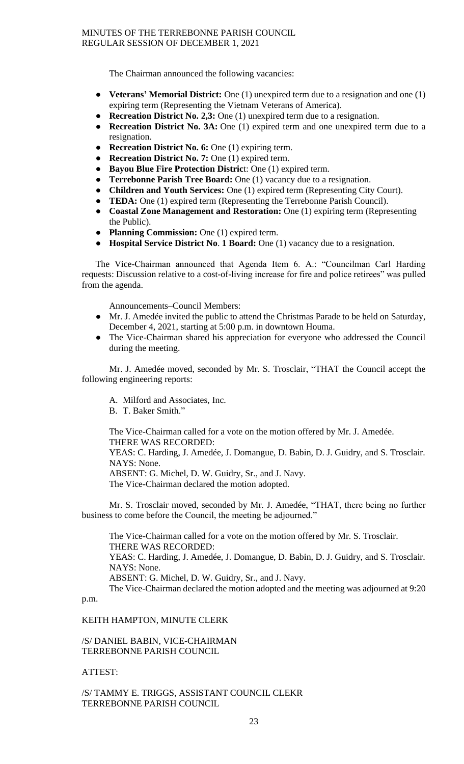The Chairman announced the following vacancies:

- **Veterans' Memorial District:** One (1) unexpired term due to a resignation and one (1) expiring term (Representing the Vietnam Veterans of America).
- **Recreation District No. 2,3:** One (1) unexpired term due to a resignation.
- **Recreation District No. 3A:** One (1) expired term and one unexpired term due to a resignation.
- **Recreation District No. 6:** One (1) expiring term.
- **Recreation District No. 7:** One (1) expired term.
- **Bayou Blue Fire Protection Distric**t: One (1) expired term.
- **Terrebonne Parish Tree Board:** One (1) vacancy due to a resignation.
- **Children and Youth Services:** One (1) expired term (Representing City Court).
- **TEDA:** One (1) expired term (Representing the Terrebonne Parish Council).
- **Coastal Zone Management and Restoration:** One (1) expiring term (Representing the Public).
- **Planning Commission:** One (1) expired term.
- **Hospital Service District No**. **1 Board:** One (1) vacancy due to a resignation.

The Vice-Chairman announced that Agenda Item 6. A.: "Councilman Carl Harding requests: Discussion relative to a cost-of-living increase for fire and police retirees" was pulled from the agenda.

Announcements–Council Members:

- Mr. J. Amedée invited the public to attend the Christmas Parade to be held on Saturday, December 4, 2021, starting at 5:00 p.m. in downtown Houma.
- The Vice-Chairman shared his appreciation for everyone who addressed the Council during the meeting.

Mr. J. Amedée moved, seconded by Mr. S. Trosclair, "THAT the Council accept the following engineering reports:

A. Milford and Associates, Inc.
B. T. Baker Smith."

The Vice-Chairman called for a vote on the motion offered by Mr. J. Amedée.
THERE WAS RECORDED:
YEAS: C. Harding, J. Amedée, J. Domangue, D. Babin, D. J. Guidry, and S. Trosclair.
NAYS: None.
ABSENT: G. Michel, D. W. Guidry, Sr., and J. Navy.
The Vice-Chairman declared the motion adopted.

Mr. S. Trosclair moved, seconded by Mr. J. Amedée, "THAT, there being no further business to come before the Council, the meeting be adjourned."

The Vice-Chairman called for a vote on the motion offered by Mr. S. Trosclair.
THERE WAS RECORDED:
YEAS: C. Harding, J. Amedée, J. Domangue, D. Babin, D. J. Guidry, and S. Trosclair.
NAYS: None.
ABSENT: G. Michel, D. W. Guidry, Sr., and J. Navy.
The Vice-Chairman declared the motion adopted and the meeting was adjourned at 9:20 p.m.

KEITH HAMPTON, MINUTE CLERK

/S/ DANIEL BABIN, VICE-CHAIRMAN
TERREBONNE PARISH COUNCIL

ATTEST:

/S/ TAMMY E. TRIGGS, ASSISTANT COUNCIL CLEKR
TERREBONNE PARISH COUNCIL